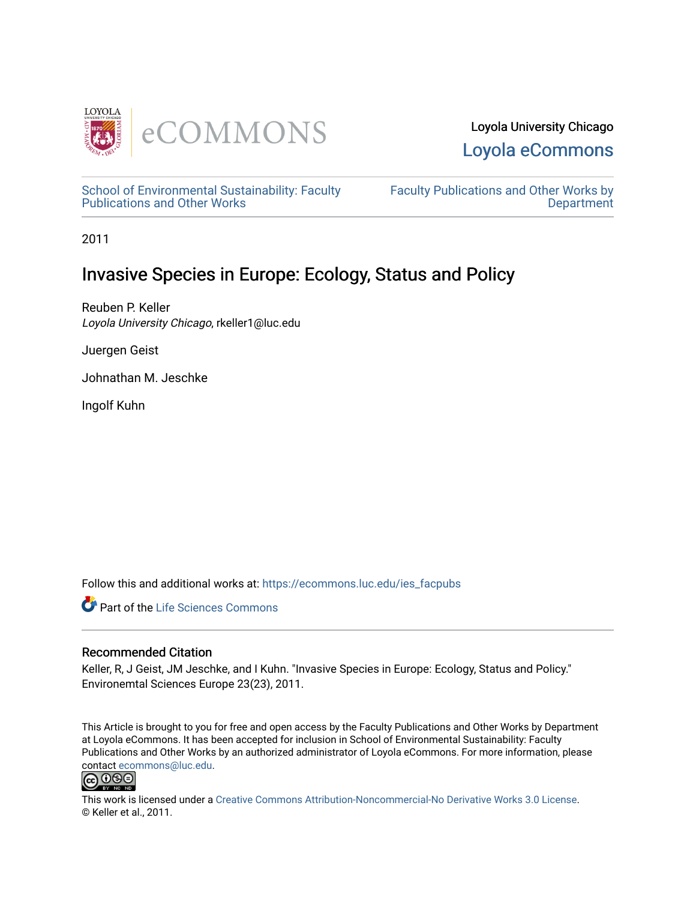Loyola University Chicago

Loyola eCommons

School of Environmental Sustainability: Faculty Publications and Other Works

Faculty Publications and Other Works by Department

2011

# Invasive Species in Europe: Ecology, Status and Policy

Reuben P. Keller
*Loyola University Chicago*, rkeller1@luc.edu

Juergen Geist

Johnathan M. Jeschke

Ingolf Kuhn

Follow this and additional works at: https://ecommons.luc.edu/ies_facpubs

Part of the Life Sciences Commons

## Recommended Citation

Keller, R, J Geist, JM Jeschke, and I Kuhn. "Invasive Species in Europe: Ecology, Status and Policy." Environemtal Sciences Europe 23(23), 2011.

This Article is brought to you for free and open access by the Faculty Publications and Other Works by Department at Loyola eCommons. It has been accepted for inclusion in School of Environmental Sustainability: Faculty Publications and Other Works by an authorized administrator of Loyola eCommons. For more information, please contact ecommons@luc.edu.

This work is licensed under a Creative Commons Attribution-Noncommercial-No Derivative Works 3.0 License.
© Keller et al., 2011.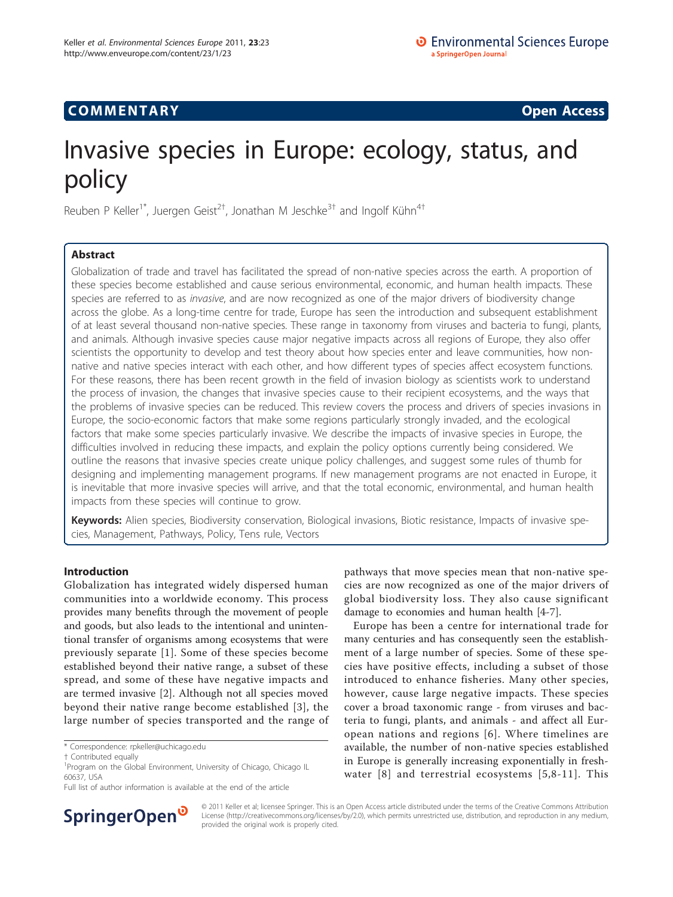# COMMENTARY

# Invasive species in Europe: ecology, status, and policy

Reuben P Keller[1*], Juergen Geist[2†], Jonathan M Jeschke[3†] and Ingolf Kühn[4†]

## Abstract

Globalization of trade and travel has facilitated the spread of non-native species across the earth. A proportion of these species become established and cause serious environmental, economic, and human health impacts. These species are referred to as *invasive*, and are now recognized as one of the major drivers of biodiversity change across the globe. As a long-time centre for trade, Europe has seen the introduction and subsequent establishment of at least several thousand non-native species. These range in taxonomy from viruses and bacteria to fungi, plants, and animals. Although invasive species cause major negative impacts across all regions of Europe, they also offer scientists the opportunity to develop and test theory about how species enter and leave communities, how non-native and native species interact with each other, and how different types of species affect ecosystem functions. For these reasons, there has been recent growth in the field of invasion biology as scientists work to understand the process of invasion, the changes that invasive species cause to their recipient ecosystems, and the ways that the problems of invasive species can be reduced. This review covers the process and drivers of species invasions in Europe, the socio-economic factors that make some regions particularly strongly invaded, and the ecological factors that make some species particularly invasive. We describe the impacts of invasive species in Europe, the difficulties involved in reducing these impacts, and explain the policy options currently being considered. We outline the reasons that invasive species create unique policy challenges, and suggest some rules of thumb for designing and implementing management programs. If new management programs are not enacted in Europe, it is inevitable that more invasive species will arrive, and that the total economic, environmental, and human health impacts from these species will continue to grow.

**Keywords:** Alien species, Biodiversity conservation, Biological invasions, Biotic resistance, Impacts of invasive species, Management, Pathways, Policy, Tens rule, Vectors

## Introduction

Globalization has integrated widely dispersed human communities into a worldwide economy. This process provides many benefits through the movement of people and goods, but also leads to the intentional and unintentional transfer of organisms among ecosystems that were previously separate [1]. Some of these species become established beyond their native range, a subset of these spread, and some of these have negative impacts and are termed invasive [2]. Although not all species moved beyond their native range become established [3], the large number of species transported and the range of pathways that move species mean that non-native species are now recognized as one of the major drivers of global biodiversity loss. They also cause significant damage to economies and human health [4-7].

Europe has been a centre for international trade for many centuries and has consequently seen the establishment of a large number of species. Some of these species have positive effects, including a subset of those introduced to enhance fisheries. Many other species, however, cause large negative impacts. These species cover a broad taxonomic range - from viruses and bacteria to fungi, plants, and animals - and affect all European nations and regions [6]. Where timelines are available, the number of non-native species established in Europe is generally increasing exponentially in freshwater [8] and terrestrial ecosystems [5,8-11]. This

\* Correspondence: rpkeller@uchicago.edu

† Contributed equally

[1]Program on the Global Environment, University of Chicago, Chicago IL 60637, USA

Full list of author information is available at the end of the article

© 2011 Keller et al; licensee Springer. This is an Open Access article distributed under the terms of the Creative Commons Attribution License (http://creativecommons.org/licenses/by/2.0), which permits unrestricted use, distribution, and reproduction in any medium, provided the original work is properly cited.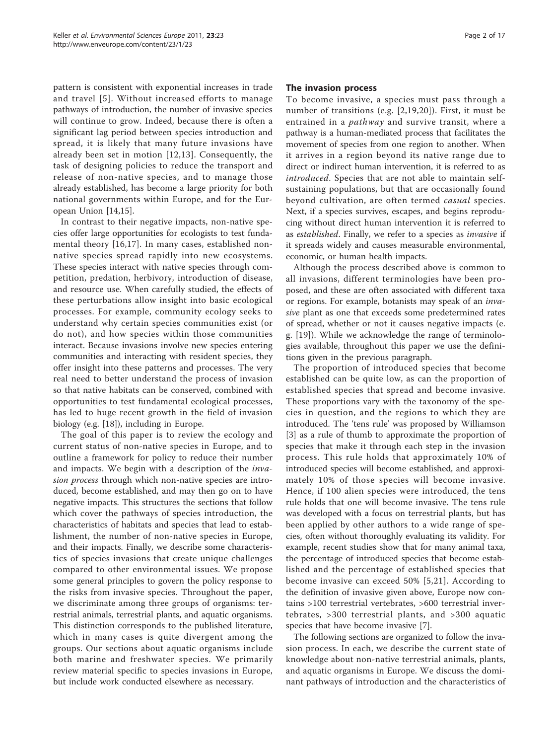pattern is consistent with exponential increases in trade and travel [5]. Without increased efforts to manage pathways of introduction, the number of invasive species will continue to grow. Indeed, because there is often a significant lag period between species introduction and spread, it is likely that many future invasions have already been set in motion [12,13]. Consequently, the task of designing policies to reduce the transport and release of non-native species, and to manage those already established, has become a large priority for both national governments within Europe, and for the European Union [14,15].

In contrast to their negative impacts, non-native species offer large opportunities for ecologists to test fundamental theory [16,17]. In many cases, established non-native species spread rapidly into new ecosystems. These species interact with native species through competition, predation, herbivory, introduction of disease, and resource use. When carefully studied, the effects of these perturbations allow insight into basic ecological processes. For example, community ecology seeks to understand why certain species communities exist (or do not), and how species within those communities interact. Because invasions involve new species entering communities and interacting with resident species, they offer insight into these patterns and processes. The very real need to better understand the process of invasion so that native habitats can be conserved, combined with opportunities to test fundamental ecological processes, has led to huge recent growth in the field of invasion biology (e.g. [18]), including in Europe.

The goal of this paper is to review the ecology and current status of non-native species in Europe, and to outline a framework for policy to reduce their number and impacts. We begin with a description of the *invasion process* through which non-native species are introduced, become established, and may then go on to have negative impacts. This structures the sections that follow which cover the pathways of species introduction, the characteristics of habitats and species that lead to establishment, the number of non-native species in Europe, and their impacts. Finally, we describe some characteristics of species invasions that create unique challenges compared to other environmental issues. We propose some general principles to govern the policy response to the risks from invasive species. Throughout the paper, we discriminate among three groups of organisms: terrestrial animals, terrestrial plants, and aquatic organisms. This distinction corresponds to the published literature, which in many cases is quite divergent among the groups. Our sections about aquatic organisms include both marine and freshwater species. We primarily review material specific to species invasions in Europe, but include work conducted elsewhere as necessary.

## The invasion process

To become invasive, a species must pass through a number of transitions (e.g. [2,19,20]). First, it must be entrained in a *pathway* and survive transit, where a pathway is a human-mediated process that facilitates the movement of species from one region to another. When it arrives in a region beyond its native range due to direct or indirect human intervention, it is referred to as *introduced*. Species that are not able to maintain self-sustaining populations, but that are occasionally found beyond cultivation, are often termed *casual* species. Next, if a species survives, escapes, and begins reproducing without direct human intervention it is referred to as *established*. Finally, we refer to a species as *invasive* if it spreads widely and causes measurable environmental, economic, or human health impacts.

Although the process described above is common to all invasions, different terminologies have been proposed, and these are often associated with different taxa or regions. For example, botanists may speak of an *invasive* plant as one that exceeds some predetermined rates of spread, whether or not it causes negative impacts (e.g. [19]). While we acknowledge the range of terminologies available, throughout this paper we use the definitions given in the previous paragraph.

The proportion of introduced species that become established can be quite low, as can the proportion of established species that spread and become invasive. These proportions vary with the taxonomy of the species in question, and the regions to which they are introduced. The 'tens rule' was proposed by Williamson [3] as a rule of thumb to approximate the proportion of species that make it through each step in the invasion process. This rule holds that approximately 10% of introduced species will become established, and approximately 10% of those species will become invasive. Hence, if 100 alien species were introduced, the tens rule holds that one will become invasive. The tens rule was developed with a focus on terrestrial plants, but has been applied by other authors to a wide range of species, often without thoroughly evaluating its validity. For example, recent studies show that for many animal taxa, the percentage of introduced species that become established and the percentage of established species that become invasive can exceed 50% [5,21]. According to the definition of invasive given above, Europe now contains >100 terrestrial vertebrates, >600 terrestrial invertebrates, >300 terrestrial plants, and >300 aquatic species that have become invasive [7].

The following sections are organized to follow the invasion process. In each, we describe the current state of knowledge about non-native terrestrial animals, plants, and aquatic organisms in Europe. We discuss the dominant pathways of introduction and the characteristics of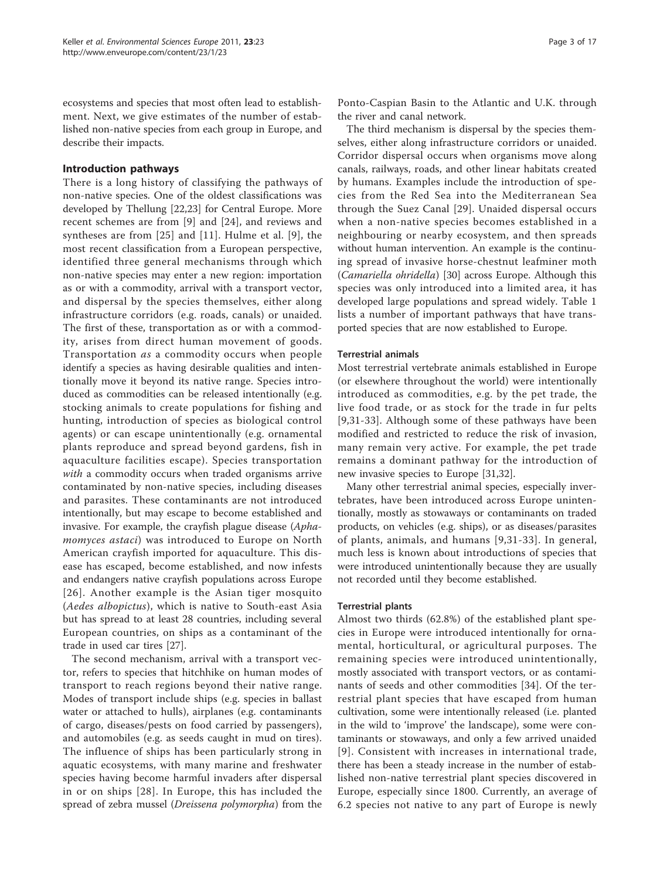ecosystems and species that most often lead to establishment. Next, we give estimates of the number of established non-native species from each group in Europe, and describe their impacts.

## Introduction pathways

There is a long history of classifying the pathways of non-native species. One of the oldest classifications was developed by Thellung [22,23] for Central Europe. More recent schemes are from [9] and [24], and reviews and syntheses are from [25] and [11]. Hulme et al. [9], the most recent classification from a European perspective, identified three general mechanisms through which non-native species may enter a new region: importation as or with a commodity, arrival with a transport vector, and dispersal by the species themselves, either along infrastructure corridors (e.g. roads, canals) or unaided. The first of these, transportation as or with a commodity, arises from direct human movement of goods. Transportation *as* a commodity occurs when people identify a species as having desirable qualities and intentionally move it beyond its native range. Species introduced as commodities can be released intentionally (e.g. stocking animals to create populations for fishing and hunting, introduction of species as biological control agents) or can escape unintentionally (e.g. ornamental plants reproduce and spread beyond gardens, fish in aquaculture facilities escape). Species transportation *with* a commodity occurs when traded organisms arrive contaminated by non-native species, including diseases and parasites. These contaminants are not introduced intentionally, but may escape to become established and invasive. For example, the crayfish plague disease (*Aphamomyces astaci*) was introduced to Europe on North American crayfish imported for aquaculture. This disease has escaped, become established, and now infests and endangers native crayfish populations across Europe [26]. Another example is the Asian tiger mosquito (*Aedes albopictus*), which is native to South-east Asia but has spread to at least 28 countries, including several European countries, on ships as a contaminant of the trade in used car tires [27].

The second mechanism, arrival with a transport vector, refers to species that hitchhike on human modes of transport to reach regions beyond their native range. Modes of transport include ships (e.g. species in ballast water or attached to hulls), airplanes (e.g. contaminants of cargo, diseases/pests on food carried by passengers), and automobiles (e.g. as seeds caught in mud on tires). The influence of ships has been particularly strong in aquatic ecosystems, with many marine and freshwater species having become harmful invaders after dispersal in or on ships [28]. In Europe, this has included the spread of zebra mussel (*Dreissena polymorpha*) from the Ponto-Caspian Basin to the Atlantic and U.K. through the river and canal network.

The third mechanism is dispersal by the species themselves, either along infrastructure corridors or unaided. Corridor dispersal occurs when organisms move along canals, railways, roads, and other linear habitats created by humans. Examples include the introduction of species from the Red Sea into the Mediterranean Sea through the Suez Canal [29]. Unaided dispersal occurs when a non-native species becomes established in a neighbouring or nearby ecosystem, and then spreads without human intervention. An example is the continuing spread of invasive horse-chestnut leafminer moth (*Camariella ohridella*) [30] across Europe. Although this species was only introduced into a limited area, it has developed large populations and spread widely. Table 1 lists a number of important pathways that have transported species that are now established to Europe.

### Terrestrial animals

Most terrestrial vertebrate animals established in Europe (or elsewhere throughout the world) were intentionally introduced as commodities, e.g. by the pet trade, the live food trade, or as stock for the trade in fur pelts [9,31-33]. Although some of these pathways have been modified and restricted to reduce the risk of invasion, many remain very active. For example, the pet trade remains a dominant pathway for the introduction of new invasive species to Europe [31,32].

Many other terrestrial animal species, especially invertebrates, have been introduced across Europe unintentionally, mostly as stowaways or contaminants on traded products, on vehicles (e.g. ships), or as diseases/parasites of plants, animals, and humans [9,31-33]. In general, much less is known about introductions of species that were introduced unintentionally because they are usually not recorded until they become established.

### Terrestrial plants

Almost two thirds (62.8%) of the established plant species in Europe were introduced intentionally for ornamental, horticultural, or agricultural purposes. The remaining species were introduced unintentionally, mostly associated with transport vectors, or as contaminants of seeds and other commodities [34]. Of the terrestrial plant species that have escaped from human cultivation, some were intentionally released (i.e. planted in the wild to 'improve' the landscape), some were contaminants or stowaways, and only a few arrived unaided [9]. Consistent with increases in international trade, there has been a steady increase in the number of established non-native terrestrial plant species discovered in Europe, especially since 1800. Currently, an average of 6.2 species not native to any part of Europe is newly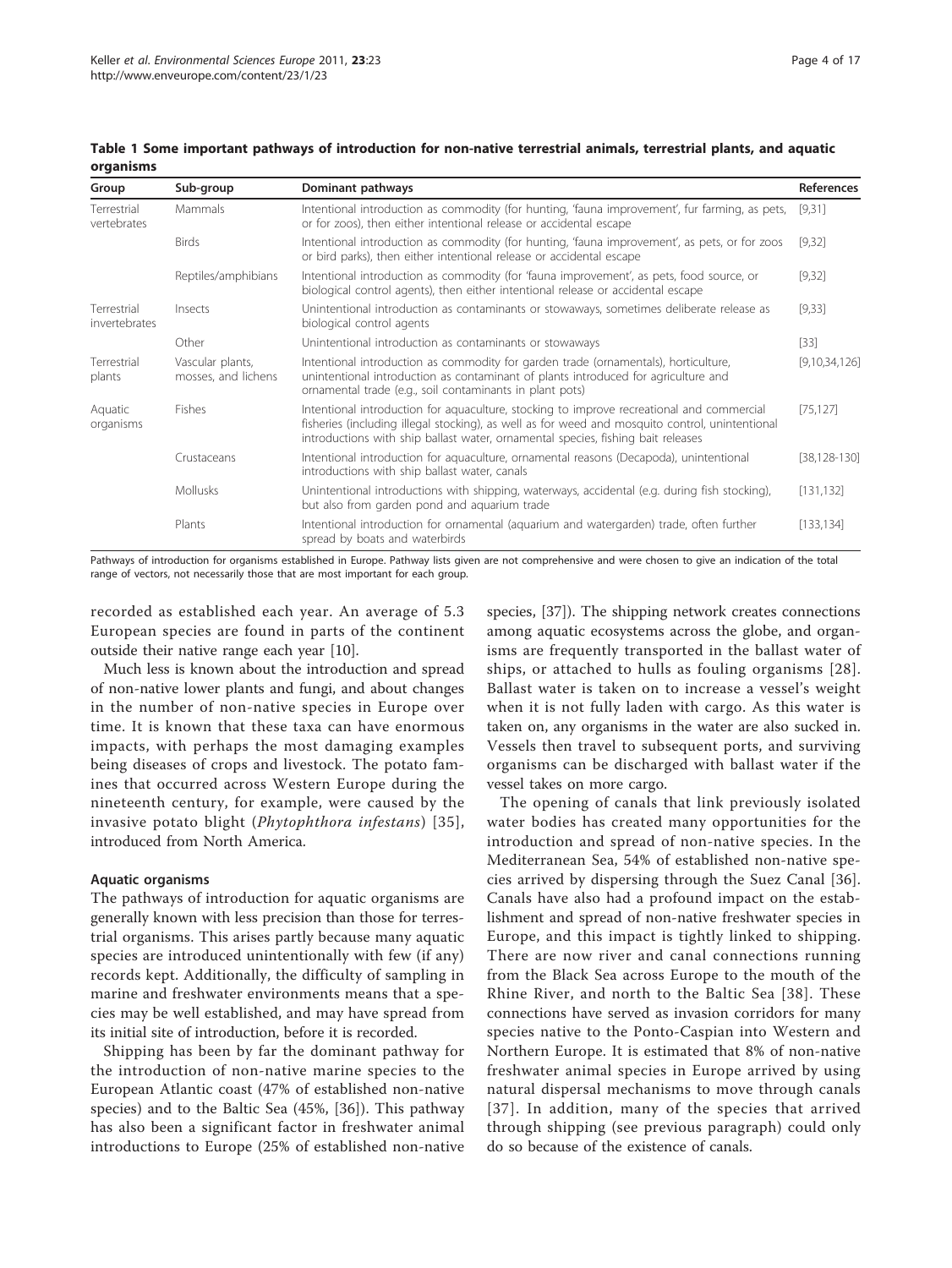**Table 1 Some important pathways of introduction for non-native terrestrial animals, terrestrial plants, and aquatic organisms**

| Group | Sub-group | Dominant pathways | References |
|---|---|---|---|
| Terrestrial vertebrates | Mammals | Intentional introduction as commodity (for hunting, 'fauna improvement', fur farming, as pets, or for zoos), then either intentional release or accidental escape | [9,31] |
| | Birds | Intentional introduction as commodity (for hunting, 'fauna improvement', as pets, or for zoos or bird parks), then either intentional release or accidental escape | [9,32] |
| | Reptiles/amphibians | Intentional introduction as commodity (for 'fauna improvement', as pets, food source, or biological control agents), then either intentional release or accidental escape | [9,32] |
| Terrestrial invertebrates | Insects | Unintentional introduction as contaminants or stowaways, sometimes deliberate release as biological control agents | [9,33] |
| | Other | Unintentional introduction as contaminants or stowaways | [33] |
| Terrestrial plants | Vascular plants, mosses, and lichens | Intentional introduction as commodity for garden trade (ornamentals), horticulture, unintentional introduction as contaminant of plants introduced for agriculture and ornamental trade (e.g., soil contaminants in plant pots) | [9,10,34,126] |
| Aquatic organisms | Fishes | Intentional introduction for aquaculture, stocking to improve recreational and commercial fisheries (including illegal stocking), as well as for weed and mosquito control, unintentional introductions with ship ballast water, ornamental species, fishing bait releases | [75,127] |
| | Crustaceans | Intentional introduction for aquaculture, ornamental reasons (Decapoda), unintentional introductions with ship ballast water, canals | [38,128-130] |
| | Mollusks | Unintentional introductions with shipping, waterways, accidental (e.g. during fish stocking), but also from garden pond and aquarium trade | [131,132] |
| | Plants | Intentional introduction for ornamental (aquarium and watergarden) trade, often further spread by boats and waterbirds | [133,134] |

Pathways of introduction for organisms established in Europe. Pathway lists given are not comprehensive and were chosen to give an indication of the total range of vectors, not necessarily those that are most important for each group.

recorded as established each year. An average of 5.3 European species are found in parts of the continent outside their native range each year [10].

Much less is known about the introduction and spread of non-native lower plants and fungi, and about changes in the number of non-native species in Europe over time. It is known that these taxa can have enormous impacts, with perhaps the most damaging examples being diseases of crops and livestock. The potato famines that occurred across Western Europe during the nineteenth century, for example, were caused by the invasive potato blight (*Phytophthora infestans*) [35], introduced from North America.

### Aquatic organisms

The pathways of introduction for aquatic organisms are generally known with less precision than those for terrestrial organisms. This arises partly because many aquatic species are introduced unintentionally with few (if any) records kept. Additionally, the difficulty of sampling in marine and freshwater environments means that a species may be well established, and may have spread from its initial site of introduction, before it is recorded.

Shipping has been by far the dominant pathway for the introduction of non-native marine species to the European Atlantic coast (47% of established non-native species) and to the Baltic Sea (45%, [36]). This pathway has also been a significant factor in freshwater animal introductions to Europe (25% of established non-native species, [37]). The shipping network creates connections among aquatic ecosystems across the globe, and organisms are frequently transported in the ballast water of ships, or attached to hulls as fouling organisms [28]. Ballast water is taken on to increase a vessel's weight when it is not fully laden with cargo. As this water is taken on, any organisms in the water are also sucked in. Vessels then travel to subsequent ports, and surviving organisms can be discharged with ballast water if the vessel takes on more cargo.

The opening of canals that link previously isolated water bodies has created many opportunities for the introduction and spread of non-native species. In the Mediterranean Sea, 54% of established non-native species arrived by dispersing through the Suez Canal [36]. Canals have also had a profound impact on the establishment and spread of non-native freshwater species in Europe, and this impact is tightly linked to shipping. There are now river and canal connections running from the Black Sea across Europe to the mouth of the Rhine River, and north to the Baltic Sea [38]. These connections have served as invasion corridors for many species native to the Ponto-Caspian into Western and Northern Europe. It is estimated that 8% of non-native freshwater animal species in Europe arrived by using natural dispersal mechanisms to move through canals [37]. In addition, many of the species that arrived through shipping (see previous paragraph) could only do so because of the existence of canals.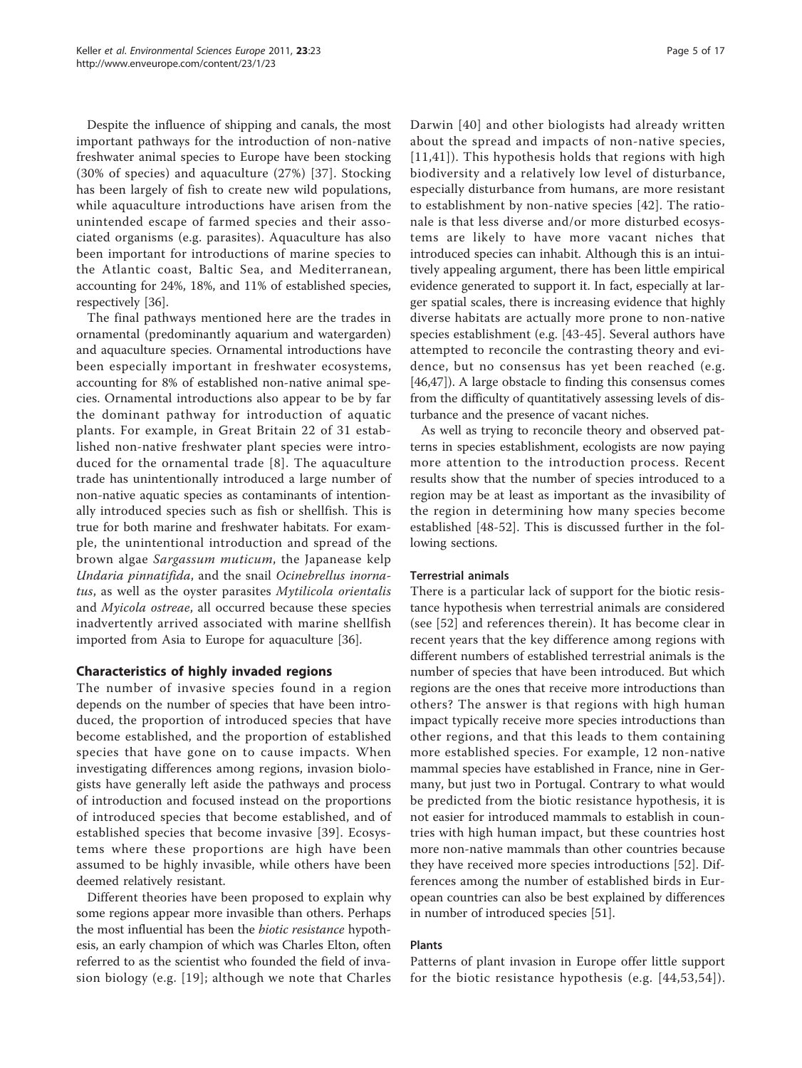Despite the influence of shipping and canals, the most important pathways for the introduction of non-native freshwater animal species to Europe have been stocking (30% of species) and aquaculture (27%) [37]. Stocking has been largely of fish to create new wild populations, while aquaculture introductions have arisen from the unintended escape of farmed species and their associated organisms (e.g. parasites). Aquaculture has also been important for introductions of marine species to the Atlantic coast, Baltic Sea, and Mediterranean, accounting for 24%, 18%, and 11% of established species, respectively [36].

The final pathways mentioned here are the trades in ornamental (predominantly aquarium and watergarden) and aquaculture species. Ornamental introductions have been especially important in freshwater ecosystems, accounting for 8% of established non-native animal species. Ornamental introductions also appear to be by far the dominant pathway for introduction of aquatic plants. For example, in Great Britain 22 of 31 established non-native freshwater plant species were introduced for the ornamental trade [8]. The aquaculture trade has unintentionally introduced a large number of non-native aquatic species as contaminants of intentionally introduced species such as fish or shellfish. This is true for both marine and freshwater habitats. For example, the unintentional introduction and spread of the brown algae *Sargassum muticum*, the Japanease kelp *Undaria pinnatifida*, and the snail *Ocinebrellus inornatus*, as well as the oyster parasites *Mytilicola orientalis* and *Myicola ostreae*, all occurred because these species inadvertently arrived associated with marine shellfish imported from Asia to Europe for aquaculture [36].

## Characteristics of highly invaded regions

The number of invasive species found in a region depends on the number of species that have been introduced, the proportion of introduced species that have become established, and the proportion of established species that have gone on to cause impacts. When investigating differences among regions, invasion biologists have generally left aside the pathways and process of introduction and focused instead on the proportions of introduced species that become established, and of established species that become invasive [39]. Ecosystems where these proportions are high have been assumed to be highly invasible, while others have been deemed relatively resistant.

Different theories have been proposed to explain why some regions appear more invasible than others. Perhaps the most influential has been the *biotic resistance* hypothesis, an early champion of which was Charles Elton, often referred to as the scientist who founded the field of invasion biology (e.g. [19]; although we note that Charles Darwin [40] and other biologists had already written about the spread and impacts of non-native species, [11,41]). This hypothesis holds that regions with high biodiversity and a relatively low level of disturbance, especially disturbance from humans, are more resistant to establishment by non-native species [42]. The rationale is that less diverse and/or more disturbed ecosystems are likely to have more vacant niches that introduced species can inhabit. Although this is an intuitively appealing argument, there has been little empirical evidence generated to support it. In fact, especially at larger spatial scales, there is increasing evidence that highly diverse habitats are actually more prone to non-native species establishment (e.g. [43-45]. Several authors have attempted to reconcile the contrasting theory and evidence, but no consensus has yet been reached (e.g. [46,47]). A large obstacle to finding this consensus comes from the difficulty of quantitatively assessing levels of disturbance and the presence of vacant niches.

As well as trying to reconcile theory and observed patterns in species establishment, ecologists are now paying more attention to the introduction process. Recent results show that the number of species introduced to a region may be at least as important as the invasibility of the region in determining how many species become established [48-52]. This is discussed further in the following sections.

### Terrestrial animals

There is a particular lack of support for the biotic resistance hypothesis when terrestrial animals are considered (see [52] and references therein). It has become clear in recent years that the key difference among regions with different numbers of established terrestrial animals is the number of species that have been introduced. But which regions are the ones that receive more introductions than others? The answer is that regions with high human impact typically receive more species introductions than other regions, and that this leads to them containing more established species. For example, 12 non-native mammal species have established in France, nine in Germany, but just two in Portugal. Contrary to what would be predicted from the biotic resistance hypothesis, it is not easier for introduced mammals to establish in countries with high human impact, but these countries host more non-native mammals than other countries because they have received more species introductions [52]. Differences among the number of established birds in European countries can also be best explained by differences in number of introduced species [51].

### Plants

Patterns of plant invasion in Europe offer little support for the biotic resistance hypothesis (e.g. [44,53,54]).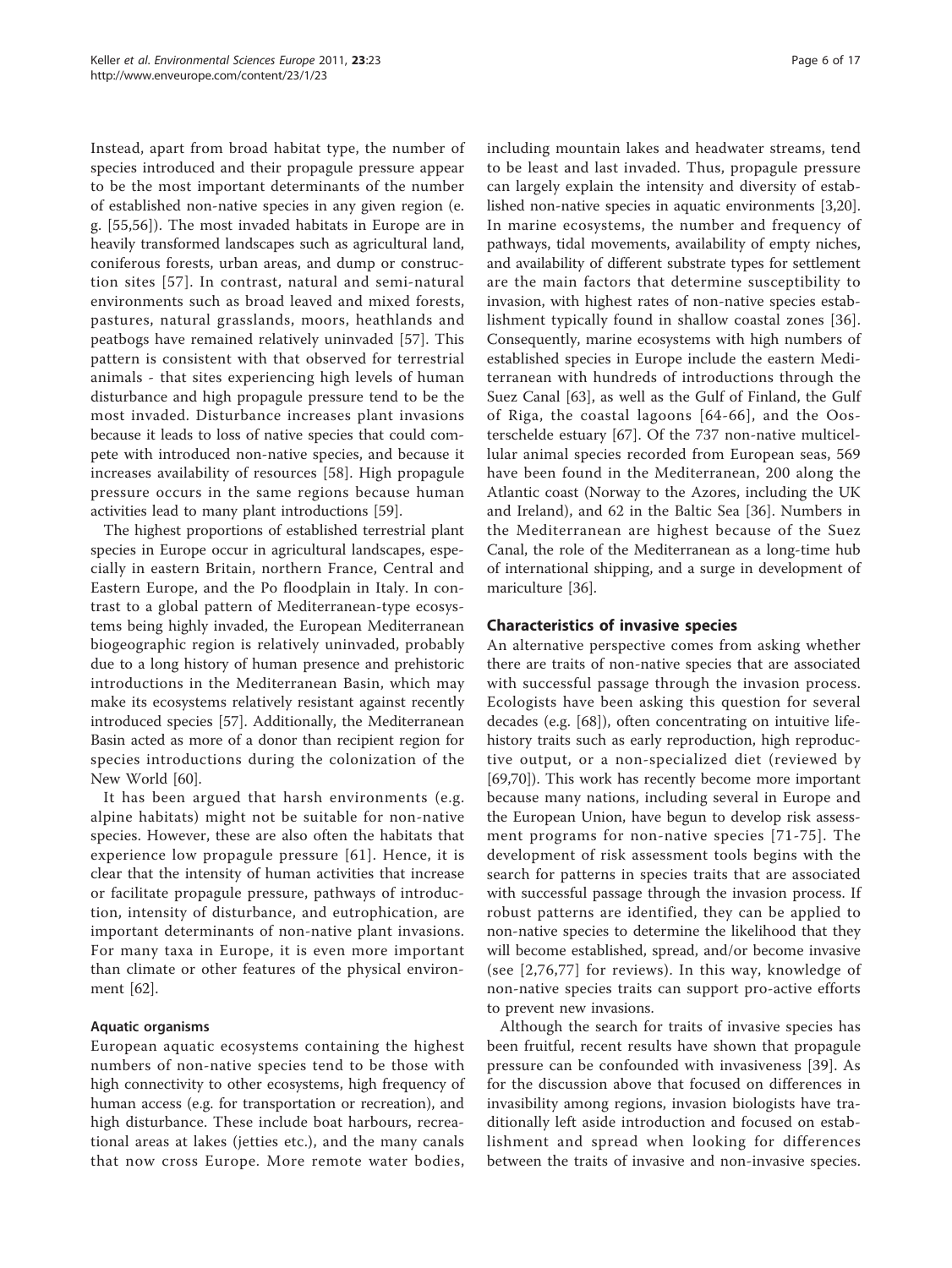Instead, apart from broad habitat type, the number of species introduced and their propagule pressure appear to be the most important determinants of the number of established non-native species in any given region (e. g. [55,56]). The most invaded habitats in Europe are in heavily transformed landscapes such as agricultural land, coniferous forests, urban areas, and dump or construction sites [57]. In contrast, natural and semi-natural environments such as broad leaved and mixed forests, pastures, natural grasslands, moors, heathlands and peatbogs have remained relatively uninvaded [57]. This pattern is consistent with that observed for terrestrial animals - that sites experiencing high levels of human disturbance and high propagule pressure tend to be the most invaded. Disturbance increases plant invasions because it leads to loss of native species that could compete with introduced non-native species, and because it increases availability of resources [58]. High propagule pressure occurs in the same regions because human activities lead to many plant introductions [59].

The highest proportions of established terrestrial plant species in Europe occur in agricultural landscapes, especially in eastern Britain, northern France, Central and Eastern Europe, and the Po floodplain in Italy. In contrast to a global pattern of Mediterranean-type ecosystems being highly invaded, the European Mediterranean biogeographic region is relatively uninvaded, probably due to a long history of human presence and prehistoric introductions in the Mediterranean Basin, which may make its ecosystems relatively resistant against recently introduced species [57]. Additionally, the Mediterranean Basin acted as more of a donor than recipient region for species introductions during the colonization of the New World [60].

It has been argued that harsh environments (e.g. alpine habitats) might not be suitable for non-native species. However, these are also often the habitats that experience low propagule pressure [61]. Hence, it is clear that the intensity of human activities that increase or facilitate propagule pressure, pathways of introduction, intensity of disturbance, and eutrophication, are important determinants of non-native plant invasions. For many taxa in Europe, it is even more important than climate or other features of the physical environment [62].

#### Aquatic organisms

European aquatic ecosystems containing the highest numbers of non-native species tend to be those with high connectivity to other ecosystems, high frequency of human access (e.g. for transportation or recreation), and high disturbance. These include boat harbours, recreational areas at lakes (jetties etc.), and the many canals that now cross Europe. More remote water bodies, including mountain lakes and headwater streams, tend to be least and last invaded. Thus, propagule pressure can largely explain the intensity and diversity of established non-native species in aquatic environments [3,20]. In marine ecosystems, the number and frequency of pathways, tidal movements, availability of empty niches, and availability of different substrate types for settlement are the main factors that determine susceptibility to invasion, with highest rates of non-native species establishment typically found in shallow coastal zones [36]. Consequently, marine ecosystems with high numbers of established species in Europe include the eastern Mediterranean with hundreds of introductions through the Suez Canal [63], as well as the Gulf of Finland, the Gulf of Riga, the coastal lagoons [64-66], and the Oosterschelde estuary [67]. Of the 737 non-native multicellular animal species recorded from European seas, 569 have been found in the Mediterranean, 200 along the Atlantic coast (Norway to the Azores, including the UK and Ireland), and 62 in the Baltic Sea [36]. Numbers in the Mediterranean are highest because of the Suez Canal, the role of the Mediterranean as a long-time hub of international shipping, and a surge in development of mariculture [36].

### Characteristics of invasive species

An alternative perspective comes from asking whether there are traits of non-native species that are associated with successful passage through the invasion process. Ecologists have been asking this question for several decades (e.g. [68]), often concentrating on intuitive life-history traits such as early reproduction, high reproductive output, or a non-specialized diet (reviewed by [69,70]). This work has recently become more important because many nations, including several in Europe and the European Union, have begun to develop risk assessment programs for non-native species [71-75]. The development of risk assessment tools begins with the search for patterns in species traits that are associated with successful passage through the invasion process. If robust patterns are identified, they can be applied to non-native species to determine the likelihood that they will become established, spread, and/or become invasive (see [2,76,77] for reviews). In this way, knowledge of non-native species traits can support pro-active efforts to prevent new invasions.

Although the search for traits of invasive species has been fruitful, recent results have shown that propagule pressure can be confounded with invasiveness [39]. As for the discussion above that focused on differences in invasibility among regions, invasion biologists have traditionally left aside introduction and focused on establishment and spread when looking for differences between the traits of invasive and non-invasive species.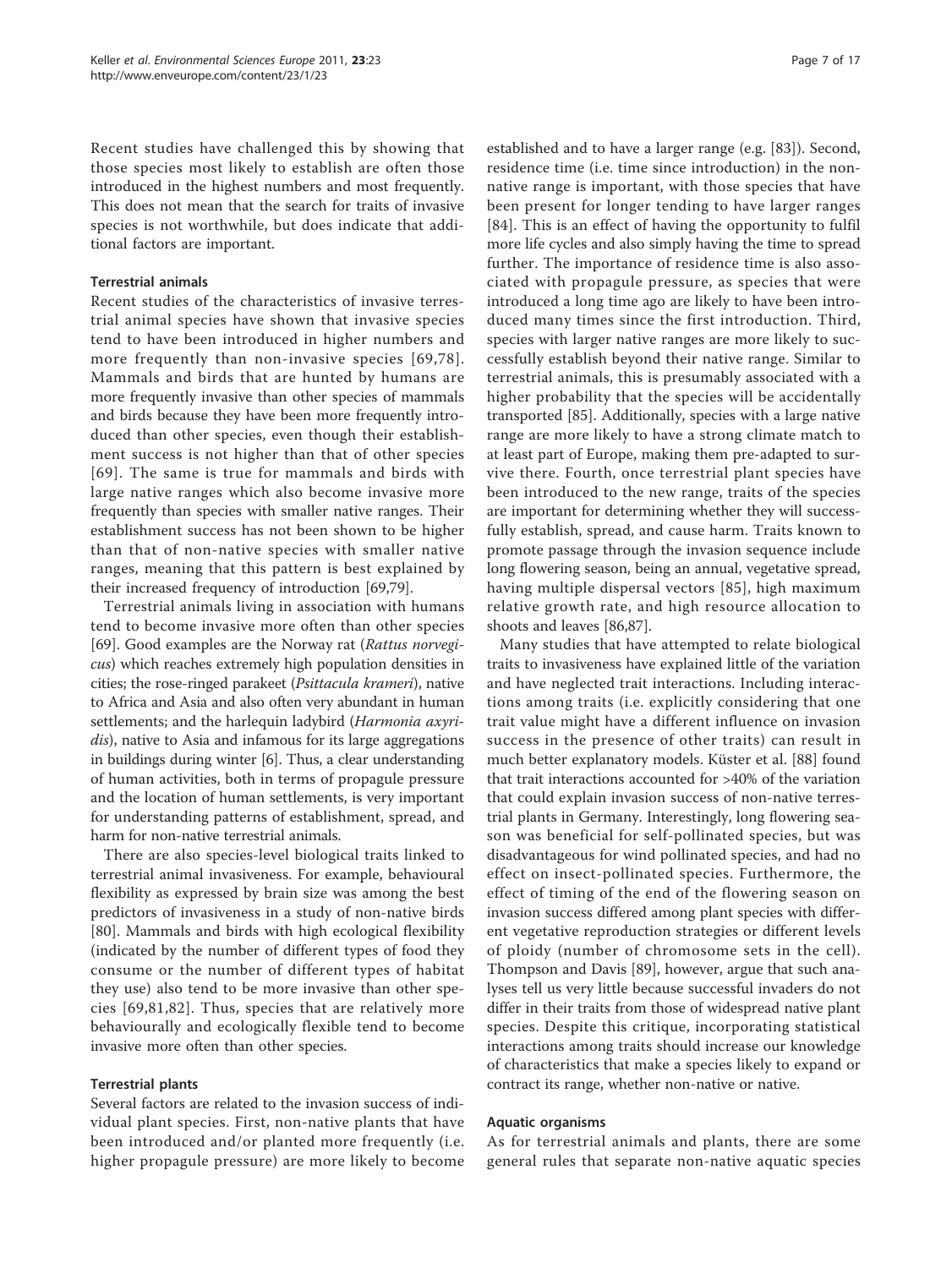Recent studies have challenged this by showing that those species most likely to establish are often those introduced in the highest numbers and most frequently. This does not mean that the search for traits of invasive species is not worthwhile, but does indicate that additional factors are important.

#### Terrestrial animals

Recent studies of the characteristics of invasive terrestrial animal species have shown that invasive species tend to have been introduced in higher numbers and more frequently than non-invasive species [69,78]. Mammals and birds that are hunted by humans are more frequently invasive than other species of mammals and birds because they have been more frequently introduced than other species, even though their establishment success is not higher than that of other species [69]. The same is true for mammals and birds with large native ranges which also become invasive more frequently than species with smaller native ranges. Their establishment success has not been shown to be higher than that of non-native species with smaller native ranges, meaning that this pattern is best explained by their increased frequency of introduction [69,79].

Terrestrial animals living in association with humans tend to become invasive more often than other species [69]. Good examples are the Norway rat (*Rattus norvegicus*) which reaches extremely high population densities in cities; the rose-ringed parakeet (*Psittacula krameri*), native to Africa and Asia and also often very abundant in human settlements; and the harlequin ladybird (*Harmonia axyridis*), native to Asia and infamous for its large aggregations in buildings during winter [6]. Thus, a clear understanding of human activities, both in terms of propagule pressure and the location of human settlements, is very important for understanding patterns of establishment, spread, and harm for non-native terrestrial animals.

There are also species-level biological traits linked to terrestrial animal invasiveness. For example, behavioural flexibility as expressed by brain size was among the best predictors of invasiveness in a study of non-native birds [80]. Mammals and birds with high ecological flexibility (indicated by the number of different types of food they consume or the number of different types of habitat they use) also tend to be more invasive than other species [69,81,82]. Thus, species that are relatively more behaviourally and ecologically flexible tend to become invasive more often than other species.

#### Terrestrial plants

Several factors are related to the invasion success of individual plant species. First, non-native plants that have been introduced and/or planted more frequently (i.e. higher propagule pressure) are more likely to become established and to have a larger range (e.g. [83]). Second, residence time (i.e. time since introduction) in the non-native range is important, with those species that have been present for longer tending to have larger ranges [84]. This is an effect of having the opportunity to fulfil more life cycles and also simply having the time to spread further. The importance of residence time is also associated with propagule pressure, as species that were introduced a long time ago are likely to have been introduced many times since the first introduction. Third, species with larger native ranges are more likely to successfully establish beyond their native range. Similar to terrestrial animals, this is presumably associated with a higher probability that the species will be accidentally transported [85]. Additionally, species with a large native range are more likely to have a strong climate match to at least part of Europe, making them pre-adapted to survive there. Fourth, once terrestrial plant species have been introduced to the new range, traits of the species are important for determining whether they will successfully establish, spread, and cause harm. Traits known to promote passage through the invasion sequence include long flowering season, being an annual, vegetative spread, having multiple dispersal vectors [85], high maximum relative growth rate, and high resource allocation to shoots and leaves [86,87].

Many studies that have attempted to relate biological traits to invasiveness have explained little of the variation and have neglected trait interactions. Including interactions among traits (i.e. explicitly considering that one trait value might have a different influence on invasion success in the presence of other traits) can result in much better explanatory models. Küster et al. [88] found that trait interactions accounted for >40% of the variation that could explain invasion success of non-native terrestrial plants in Germany. Interestingly, long flowering season was beneficial for self-pollinated species, but was disadvantageous for wind pollinated species, and had no effect on insect-pollinated species. Furthermore, the effect of timing of the end of the flowering season on invasion success differed among plant species with different vegetative reproduction strategies or different levels of ploidy (number of chromosome sets in the cell). Thompson and Davis [89], however, argue that such analyses tell us very little because successful invaders do not differ in their traits from those of widespread native plant species. Despite this critique, incorporating statistical interactions among traits should increase our knowledge of characteristics that make a species likely to expand or contract its range, whether non-native or native.

#### Aquatic organisms

As for terrestrial animals and plants, there are some general rules that separate non-native aquatic species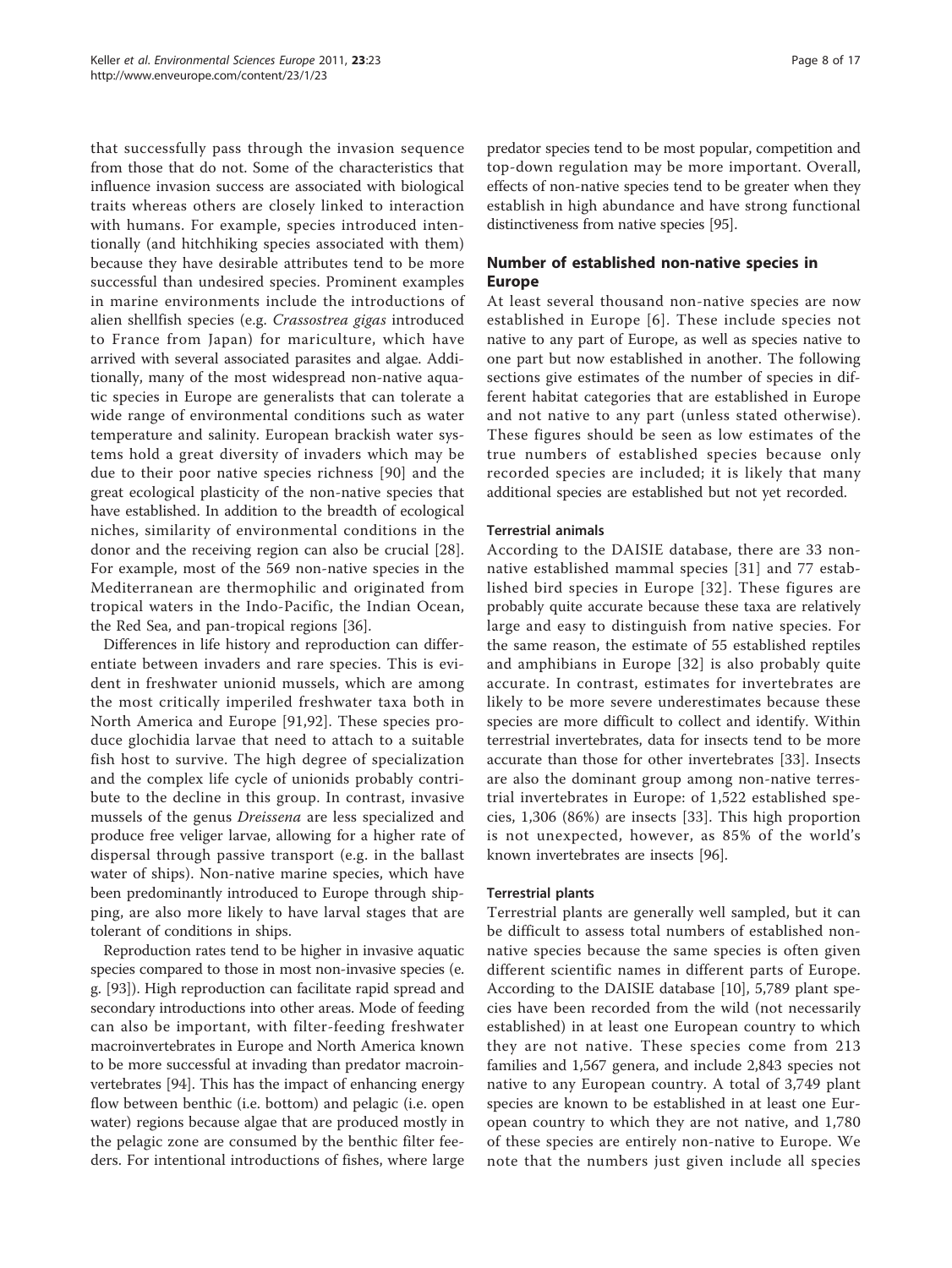that successfully pass through the invasion sequence from those that do not. Some of the characteristics that influence invasion success are associated with biological traits whereas others are closely linked to interaction with humans. For example, species introduced intentionally (and hitchhiking species associated with them) because they have desirable attributes tend to be more successful than undesired species. Prominent examples in marine environments include the introductions of alien shellfish species (e.g. *Crassostrea gigas* introduced to France from Japan) for mariculture, which have arrived with several associated parasites and algae. Additionally, many of the most widespread non-native aquatic species in Europe are generalists that can tolerate a wide range of environmental conditions such as water temperature and salinity. European brackish water systems hold a great diversity of invaders which may be due to their poor native species richness [90] and the great ecological plasticity of the non-native species that have established. In addition to the breadth of ecological niches, similarity of environmental conditions in the donor and the receiving region can also be crucial [28]. For example, most of the 569 non-native species in the Mediterranean are thermophilic and originated from tropical waters in the Indo-Pacific, the Indian Ocean, the Red Sea, and pan-tropical regions [36].

Differences in life history and reproduction can differentiate between invaders and rare species. This is evident in freshwater unionid mussels, which are among the most critically imperiled freshwater taxa both in North America and Europe [91,92]. These species produce glochidia larvae that need to attach to a suitable fish host to survive. The high degree of specialization and the complex life cycle of unionids probably contribute to the decline in this group. In contrast, invasive mussels of the genus *Dreissena* are less specialized and produce free veliger larvae, allowing for a higher rate of dispersal through passive transport (e.g. in the ballast water of ships). Non-native marine species, which have been predominantly introduced to Europe through shipping, are also more likely to have larval stages that are tolerant of conditions in ships.

Reproduction rates tend to be higher in invasive aquatic species compared to those in most non-invasive species (e.g. [93]). High reproduction can facilitate rapid spread and secondary introductions into other areas. Mode of feeding can also be important, with filter-feeding freshwater macroinvertebrates in Europe and North America known to be more successful at invading than predator macroinvertebrates [94]. This has the impact of enhancing energy flow between benthic (i.e. bottom) and pelagic (i.e. open water) regions because algae that are produced mostly in the pelagic zone are consumed by the benthic filter feeders. For intentional introductions of fishes, where large predator species tend to be most popular, competition and top-down regulation may be more important. Overall, effects of non-native species tend to be greater when they establish in high abundance and have strong functional distinctiveness from native species [95].

## Number of established non-native species in Europe

At least several thousand non-native species are now established in Europe [6]. These include species not native to any part of Europe, as well as species native to one part but now established in another. The following sections give estimates of the number of species in different habitat categories that are established in Europe and not native to any part (unless stated otherwise). These figures should be seen as low estimates of the true numbers of established species because only recorded species are included; it is likely that many additional species are established but not yet recorded.

### Terrestrial animals

According to the DAISIE database, there are 33 non-native established mammal species [31] and 77 established bird species in Europe [32]. These figures are probably quite accurate because these taxa are relatively large and easy to distinguish from native species. For the same reason, the estimate of 55 established reptiles and amphibians in Europe [32] is also probably quite accurate. In contrast, estimates for invertebrates are likely to be more severe underestimates because these species are more difficult to collect and identify. Within terrestrial invertebrates, data for insects tend to be more accurate than those for other invertebrates [33]. Insects are also the dominant group among non-native terrestrial invertebrates in Europe: of 1,522 established species, 1,306 (86%) are insects [33]. This high proportion is not unexpected, however, as 85% of the world's known invertebrates are insects [96].

### Terrestrial plants

Terrestrial plants are generally well sampled, but it can be difficult to assess total numbers of established non-native species because the same species is often given different scientific names in different parts of Europe. According to the DAISIE database [10], 5,789 plant species have been recorded from the wild (not necessarily established) in at least one European country to which they are not native. These species come from 213 families and 1,567 genera, and include 2,843 species not native to any European country. A total of 3,749 plant species are known to be established in at least one European country to which they are not native, and 1,780 of these species are entirely non-native to Europe. We note that the numbers just given include all species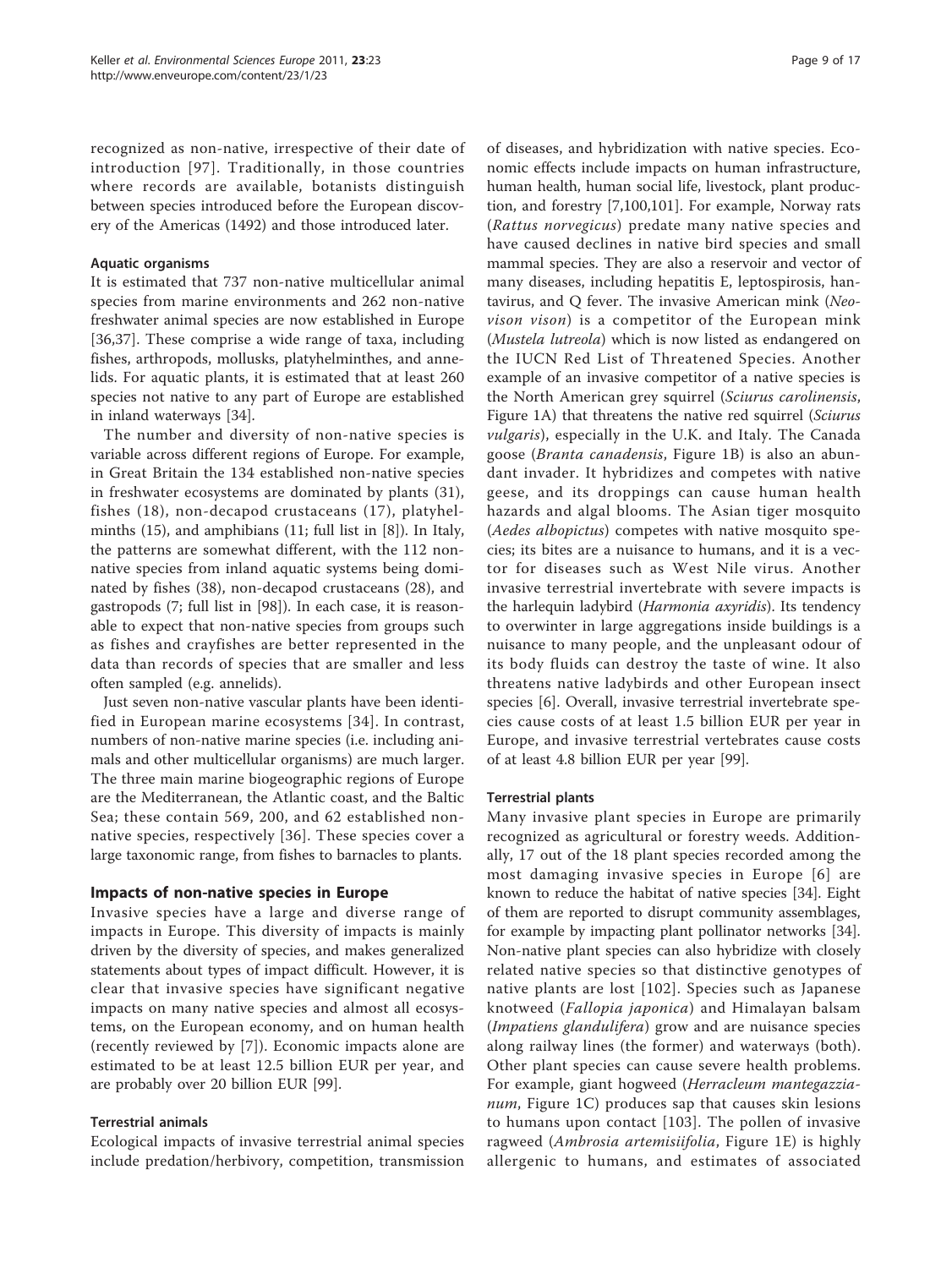recognized as non-native, irrespective of their date of introduction [97]. Traditionally, in those countries where records are available, botanists distinguish between species introduced before the European discovery of the Americas (1492) and those introduced later.

### Aquatic organisms

It is estimated that 737 non-native multicellular animal species from marine environments and 262 non-native freshwater animal species are now established in Europe [36,37]. These comprise a wide range of taxa, including fishes, arthropods, mollusks, platyhelminthes, and annelids. For aquatic plants, it is estimated that at least 260 species not native to any part of Europe are established in inland waterways [34].

The number and diversity of non-native species is variable across different regions of Europe. For example, in Great Britain the 134 established non-native species in freshwater ecosystems are dominated by plants (31), fishes (18), non-decapod crustaceans (17), platyhelminths (15), and amphibians (11; full list in [8]). In Italy, the patterns are somewhat different, with the 112 non-native species from inland aquatic systems being dominated by fishes (38), non-decapod crustaceans (28), and gastropods (7; full list in [98]). In each case, it is reasonable to expect that non-native species from groups such as fishes and crayfishes are better represented in the data than records of species that are smaller and less often sampled (e.g. annelids).

Just seven non-native vascular plants have been identified in European marine ecosystems [34]. In contrast, numbers of non-native marine species (i.e. including animals and other multicellular organisms) are much larger. The three main marine biogeographic regions of Europe are the Mediterranean, the Atlantic coast, and the Baltic Sea; these contain 569, 200, and 62 established non-native species, respectively [36]. These species cover a large taxonomic range, from fishes to barnacles to plants.

## Impacts of non-native species in Europe

Invasive species have a large and diverse range of impacts in Europe. This diversity of impacts is mainly driven by the diversity of species, and makes generalized statements about types of impact difficult. However, it is clear that invasive species have significant negative impacts on many native species and almost all ecosystems, on the European economy, and on human health (recently reviewed by [7]). Economic impacts alone are estimated to be at least 12.5 billion EUR per year, and are probably over 20 billion EUR [99].

### Terrestrial animals

Ecological impacts of invasive terrestrial animal species include predation/herbivory, competition, transmission of diseases, and hybridization with native species. Economic effects include impacts on human infrastructure, human health, human social life, livestock, plant production, and forestry [7,100,101]. For example, Norway rats (*Rattus norvegicus*) predate many native species and have caused declines in native bird species and small mammal species. They are also a reservoir and vector of many diseases, including hepatitis E, leptospirosis, hantavirus, and Q fever. The invasive American mink (*Neovison vison*) is a competitor of the European mink (*Mustela lutreola*) which is now listed as endangered on the IUCN Red List of Threatened Species. Another example of an invasive competitor of a native species is the North American grey squirrel (*Sciurus carolinensis*, Figure 1A) that threatens the native red squirrel (*Sciurus vulgaris*), especially in the U.K. and Italy. The Canada goose (*Branta canadensis*, Figure 1B) is also an abundant invader. It hybridizes and competes with native geese, and its droppings can cause human health hazards and algal blooms. The Asian tiger mosquito (*Aedes albopictus*) competes with native mosquito species; its bites are a nuisance to humans, and it is a vector for diseases such as West Nile virus. Another invasive terrestrial invertebrate with severe impacts is the harlequin ladybird (*Harmonia axyridis*). Its tendency to overwinter in large aggregations inside buildings is a nuisance to many people, and the unpleasant odour of its body fluids can destroy the taste of wine. It also threatens native ladybirds and other European insect species [6]. Overall, invasive terrestrial invertebrate species cause costs of at least 1.5 billion EUR per year in Europe, and invasive terrestrial vertebrates cause costs of at least 4.8 billion EUR per year [99].

### Terrestrial plants

Many invasive plant species in Europe are primarily recognized as agricultural or forestry weeds. Additionally, 17 out of the 18 plant species recorded among the most damaging invasive species in Europe [6] are known to reduce the habitat of native species [34]. Eight of them are reported to disrupt community assemblages, for example by impacting plant pollinator networks [34]. Non-native plant species can also hybridize with closely related native species so that distinctive genotypes of native plants are lost [102]. Species such as Japanese knotweed (*Fallopia japonica*) and Himalayan balsam (*Impatiens glandulifera*) grow and are nuisance species along railway lines (the former) and waterways (both). Other plant species can cause severe health problems. For example, giant hogweed (*Herracleum mantegazzianum*, Figure 1C) produces sap that causes skin lesions to humans upon contact [103]. The pollen of invasive ragweed (*Ambrosia artemisiifolia*, Figure 1E) is highly allergenic to humans, and estimates of associated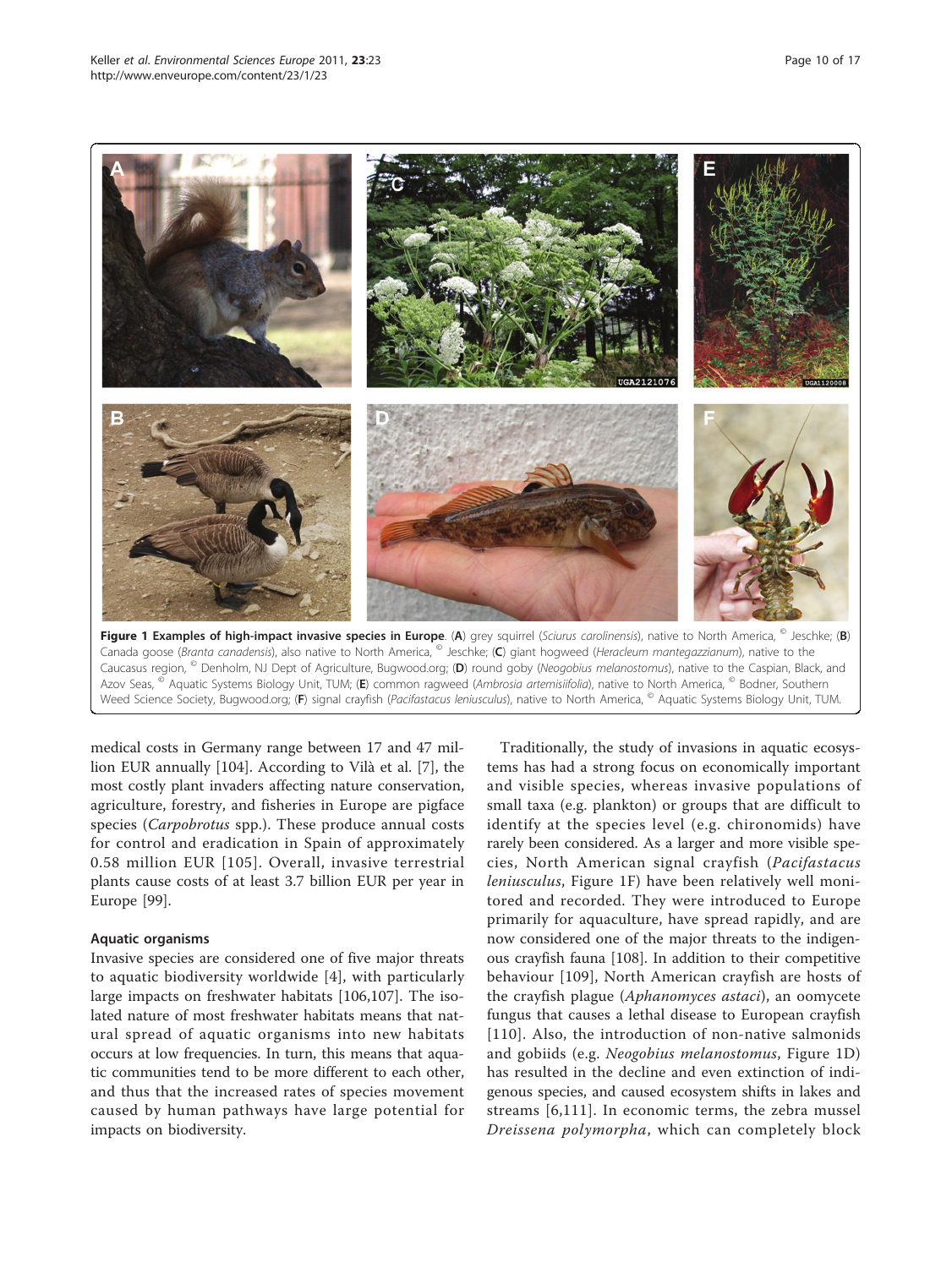**Figure 1 Examples of high-impact invasive species in Europe**. (**A**) grey squirrel (*Sciurus carolinensis*), native to North America, © Jeschke; (**B**) Canada goose (*Branta canadensis*), also native to North America, © Jeschke; (**C**) giant hogweed (*Heracleum mantegazzianum*), native to the Caucasus region, © Denholm, NJ Dept of Agriculture, Bugwood.org; (**D**) round goby (*Neogobius melanostomus*), native to the Caspian, Black, and Azov Seas, © Aquatic Systems Biology Unit, TUM; (**E**) common ragweed (*Ambrosia artemisiifolia*), native to North America, © Bodner, Southern Weed Science Society, Bugwood.org; (**F**) signal crayfish (*Pacifastacus leniusculus*), native to North America, © Aquatic Systems Biology Unit, TUM.

medical costs in Germany range between 17 and 47 million EUR annually [104]. According to Vilà et al. [7], the most costly plant invaders affecting nature conservation, agriculture, forestry, and fisheries in Europe are pigface species (*Carpobrotus* spp.). These produce annual costs for control and eradication in Spain of approximately 0.58 million EUR [105]. Overall, invasive terrestrial plants cause costs of at least 3.7 billion EUR per year in Europe [99].

#### Aquatic organisms

Invasive species are considered one of five major threats to aquatic biodiversity worldwide [4], with particularly large impacts on freshwater habitats [106,107]. The isolated nature of most freshwater habitats means that natural spread of aquatic organisms into new habitats occurs at low frequencies. In turn, this means that aquatic communities tend to be more different to each other, and thus that the increased rates of species movement caused by human pathways have large potential for impacts on biodiversity.

Traditionally, the study of invasions in aquatic ecosystems has had a strong focus on economically important and visible species, whereas invasive populations of small taxa (e.g. plankton) or groups that are difficult to identify at the species level (e.g. chironomids) have rarely been considered. As a larger and more visible species, North American signal crayfish (*Pacifastacus leniusculus*, Figure 1F) have been relatively well monitored and recorded. They were introduced to Europe primarily for aquaculture, have spread rapidly, and are now considered one of the major threats to the indigenous crayfish fauna [108]. In addition to their competitive behaviour [109], North American crayfish are hosts of the crayfish plague (*Aphanomyces astaci*), an oomycete fungus that causes a lethal disease to European crayfish [110]. Also, the introduction of non-native salmonids and gobiids (e.g. *Neogobius melanostomus*, Figure 1D) has resulted in the decline and even extinction of indigenous species, and caused ecosystem shifts in lakes and streams [6,111]. In economic terms, the zebra mussel *Dreissena polymorpha*, which can completely block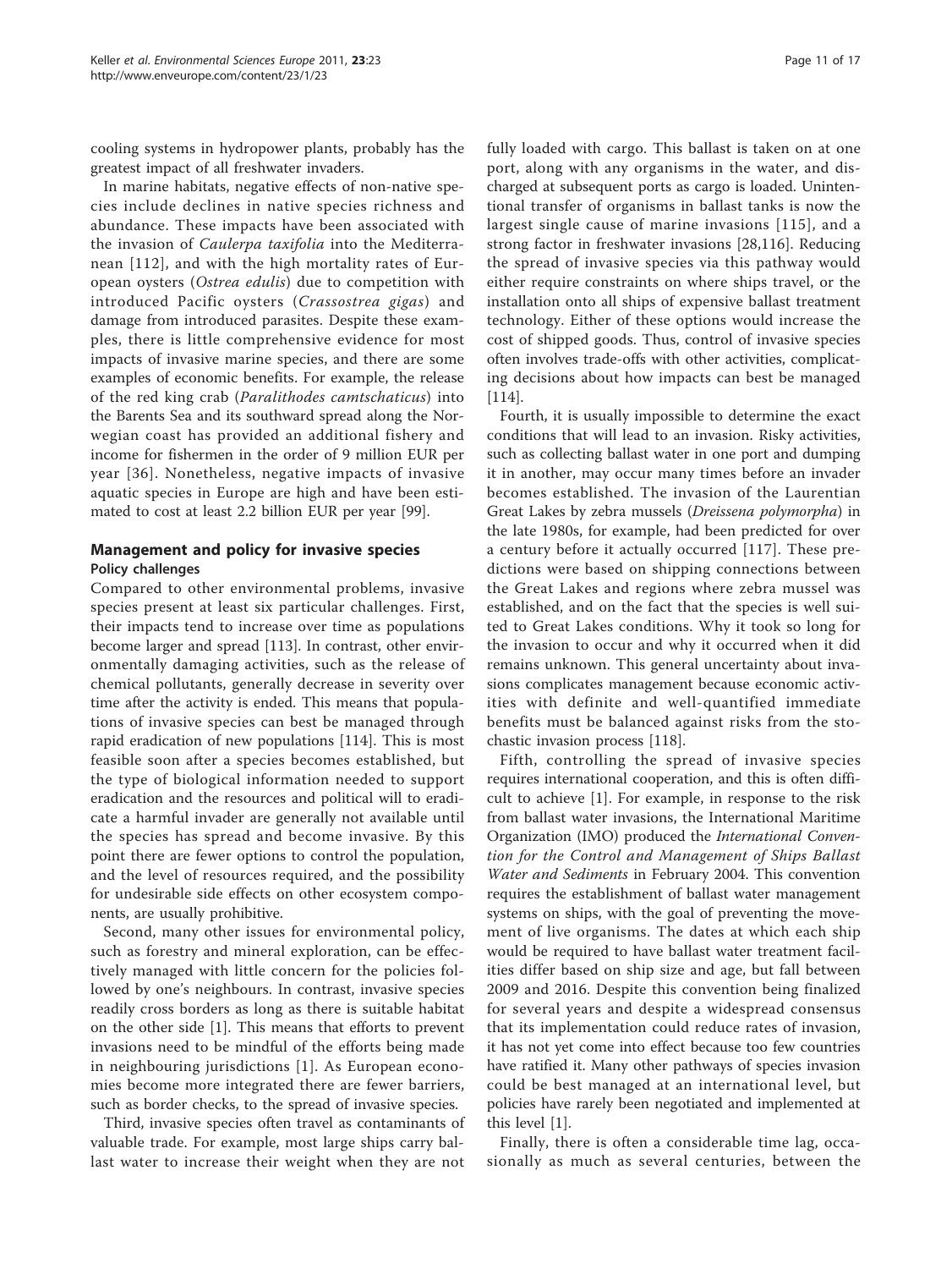cooling systems in hydropower plants, probably has the greatest impact of all freshwater invaders.

In marine habitats, negative effects of non-native species include declines in native species richness and abundance. These impacts have been associated with the invasion of *Caulerpa taxifolia* into the Mediterranean [112], and with the high mortality rates of European oysters (*Ostrea edulis*) due to competition with introduced Pacific oysters (*Crassostrea gigas*) and damage from introduced parasites. Despite these examples, there is little comprehensive evidence for most impacts of invasive marine species, and there are some examples of economic benefits. For example, the release of the red king crab (*Paralithodes camtschaticus*) into the Barents Sea and its southward spread along the Norwegian coast has provided an additional fishery and income for fishermen in the order of 9 million EUR per year [36]. Nonetheless, negative impacts of invasive aquatic species in Europe are high and have been estimated to cost at least 2.2 billion EUR per year [99].

## Management and policy for invasive species

### Policy challenges

Compared to other environmental problems, invasive species present at least six particular challenges. First, their impacts tend to increase over time as populations become larger and spread [113]. In contrast, other environmentally damaging activities, such as the release of chemical pollutants, generally decrease in severity over time after the activity is ended. This means that populations of invasive species can best be managed through rapid eradication of new populations [114]. This is most feasible soon after a species becomes established, but the type of biological information needed to support eradication and the resources and political will to eradicate a harmful invader are generally not available until the species has spread and become invasive. By this point there are fewer options to control the population, and the level of resources required, and the possibility for undesirable side effects on other ecosystem components, are usually prohibitive.

Second, many other issues for environmental policy, such as forestry and mineral exploration, can be effectively managed with little concern for the policies followed by one's neighbours. In contrast, invasive species readily cross borders as long as there is suitable habitat on the other side [1]. This means that efforts to prevent invasions need to be mindful of the efforts being made in neighbouring jurisdictions [1]. As European economies become more integrated there are fewer barriers, such as border checks, to the spread of invasive species.

Third, invasive species often travel as contaminants of valuable trade. For example, most large ships carry ballast water to increase their weight when they are not fully loaded with cargo. This ballast is taken on at one port, along with any organisms in the water, and discharged at subsequent ports as cargo is loaded. Unintentional transfer of organisms in ballast tanks is now the largest single cause of marine invasions [115], and a strong factor in freshwater invasions [28,116]. Reducing the spread of invasive species via this pathway would either require constraints on where ships travel, or the installation onto all ships of expensive ballast treatment technology. Either of these options would increase the cost of shipped goods. Thus, control of invasive species often involves trade-offs with other activities, complicating decisions about how impacts can best be managed [114].

Fourth, it is usually impossible to determine the exact conditions that will lead to an invasion. Risky activities, such as collecting ballast water in one port and dumping it in another, may occur many times before an invader becomes established. The invasion of the Laurentian Great Lakes by zebra mussels (*Dreissena polymorpha*) in the late 1980s, for example, had been predicted for over a century before it actually occurred [117]. These predictions were based on shipping connections between the Great Lakes and regions where zebra mussel was established, and on the fact that the species is well suited to Great Lakes conditions. Why it took so long for the invasion to occur and why it occurred when it did remains unknown. This general uncertainty about invasions complicates management because economic activities with definite and well-quantified immediate benefits must be balanced against risks from the stochastic invasion process [118].

Fifth, controlling the spread of invasive species requires international cooperation, and this is often difficult to achieve [1]. For example, in response to the risk from ballast water invasions, the International Maritime Organization (IMO) produced the *International Convention for the Control and Management of Ships Ballast Water and Sediments* in February 2004. This convention requires the establishment of ballast water management systems on ships, with the goal of preventing the movement of live organisms. The dates at which each ship would be required to have ballast water treatment facilities differ based on ship size and age, but fall between 2009 and 2016. Despite this convention being finalized for several years and despite a widespread consensus that its implementation could reduce rates of invasion, it has not yet come into effect because too few countries have ratified it. Many other pathways of species invasion could be best managed at an international level, but policies have rarely been negotiated and implemented at this level [1].

Finally, there is often a considerable time lag, occasionally as much as several centuries, between the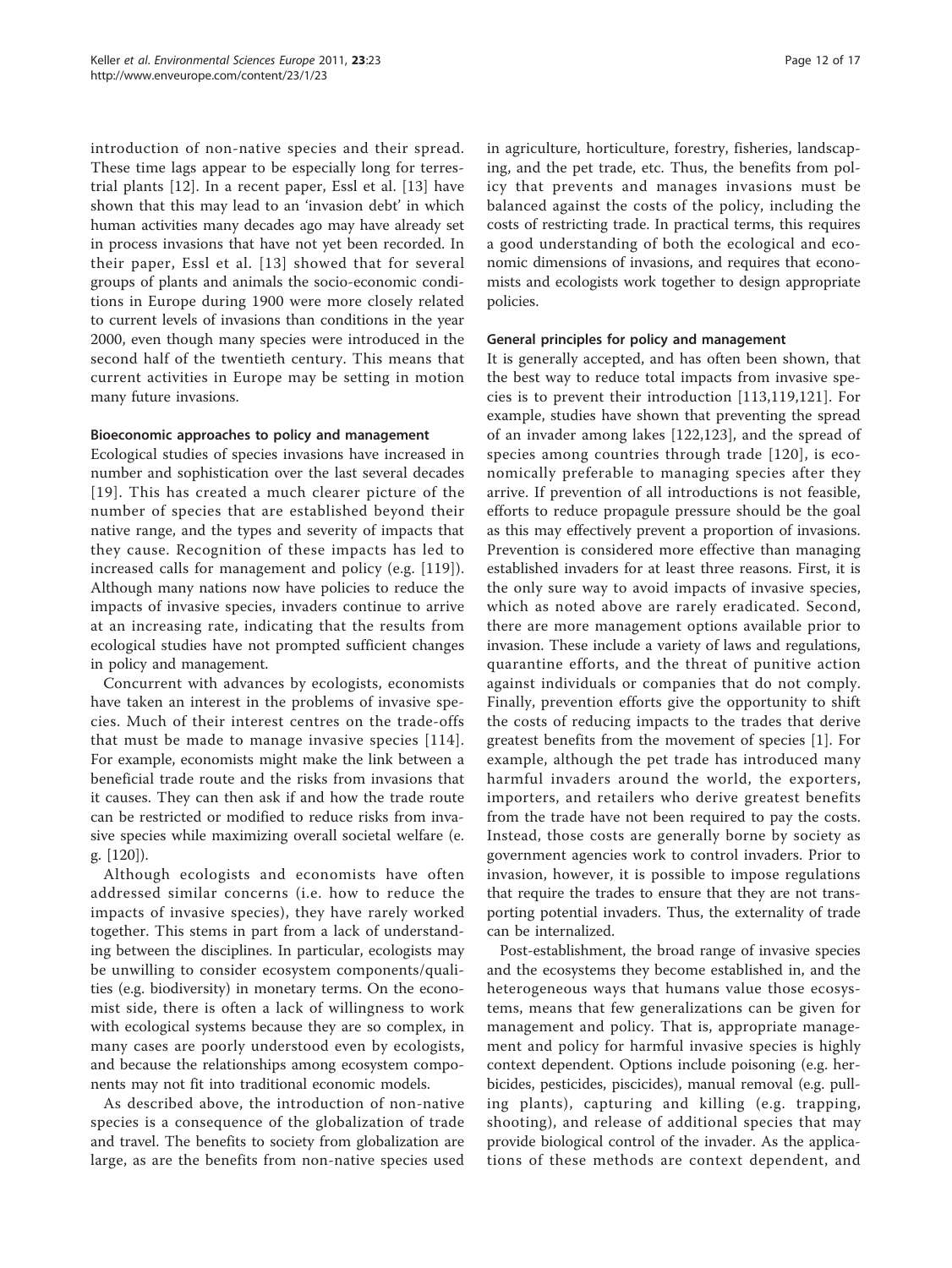introduction of non-native species and their spread. These time lags appear to be especially long for terrestrial plants [12]. In a recent paper, Essl et al. [13] have shown that this may lead to an 'invasion debt' in which human activities many decades ago may have already set in process invasions that have not yet been recorded. In their paper, Essl et al. [13] showed that for several groups of plants and animals the socio-economic conditions in Europe during 1900 were more closely related to current levels of invasions than conditions in the year 2000, even though many species were introduced in the second half of the twentieth century. This means that current activities in Europe may be setting in motion many future invasions.

### Bioeconomic approaches to policy and management

Ecological studies of species invasions have increased in number and sophistication over the last several decades [19]. This has created a much clearer picture of the number of species that are established beyond their native range, and the types and severity of impacts that they cause. Recognition of these impacts has led to increased calls for management and policy (e.g. [119]). Although many nations now have policies to reduce the impacts of invasive species, invaders continue to arrive at an increasing rate, indicating that the results from ecological studies have not prompted sufficient changes in policy and management.

Concurrent with advances by ecologists, economists have taken an interest in the problems of invasive species. Much of their interest centres on the trade-offs that must be made to manage invasive species [114]. For example, economists might make the link between a beneficial trade route and the risks from invasions that it causes. They can then ask if and how the trade route can be restricted or modified to reduce risks from invasive species while maximizing overall societal welfare (e.g. [120]).

Although ecologists and economists have often addressed similar concerns (i.e. how to reduce the impacts of invasive species), they have rarely worked together. This stems in part from a lack of understanding between the disciplines. In particular, ecologists may be unwilling to consider ecosystem components/qualities (e.g. biodiversity) in monetary terms. On the economist side, there is often a lack of willingness to work with ecological systems because they are so complex, in many cases are poorly understood even by ecologists, and because the relationships among ecosystem components may not fit into traditional economic models.

As described above, the introduction of non-native species is a consequence of the globalization of trade and travel. The benefits to society from globalization are large, as are the benefits from non-native species used in agriculture, horticulture, forestry, fisheries, landscaping, and the pet trade, etc. Thus, the benefits from policy that prevents and manages invasions must be balanced against the costs of the policy, including the costs of restricting trade. In practical terms, this requires a good understanding of both the ecological and economic dimensions of invasions, and requires that economists and ecologists work together to design appropriate policies.

### General principles for policy and management

It is generally accepted, and has often been shown, that the best way to reduce total impacts from invasive species is to prevent their introduction [113,119,121]. For example, studies have shown that preventing the spread of an invader among lakes [122,123], and the spread of species among countries through trade [120], is economically preferable to managing species after they arrive. If prevention of all introductions is not feasible, efforts to reduce propagule pressure should be the goal as this may effectively prevent a proportion of invasions. Prevention is considered more effective than managing established invaders for at least three reasons. First, it is the only sure way to avoid impacts of invasive species, which as noted above are rarely eradicated. Second, there are more management options available prior to invasion. These include a variety of laws and regulations, quarantine efforts, and the threat of punitive action against individuals or companies that do not comply. Finally, prevention efforts give the opportunity to shift the costs of reducing impacts to the trades that derive greatest benefits from the movement of species [1]. For example, although the pet trade has introduced many harmful invaders around the world, the exporters, importers, and retailers who derive greatest benefits from the trade have not been required to pay the costs. Instead, those costs are generally borne by society as government agencies work to control invaders. Prior to invasion, however, it is possible to impose regulations that require the trades to ensure that they are not transporting potential invaders. Thus, the externality of trade can be internalized.

Post-establishment, the broad range of invasive species and the ecosystems they become established in, and the heterogeneous ways that humans value those ecosystems, means that few generalizations can be given for management and policy. That is, appropriate management and policy for harmful invasive species is highly context dependent. Options include poisoning (e.g. herbicides, pesticides, piscicides), manual removal (e.g. pulling plants), capturing and killing (e.g. trapping, shooting), and release of additional species that may provide biological control of the invader. As the applications of these methods are context dependent, and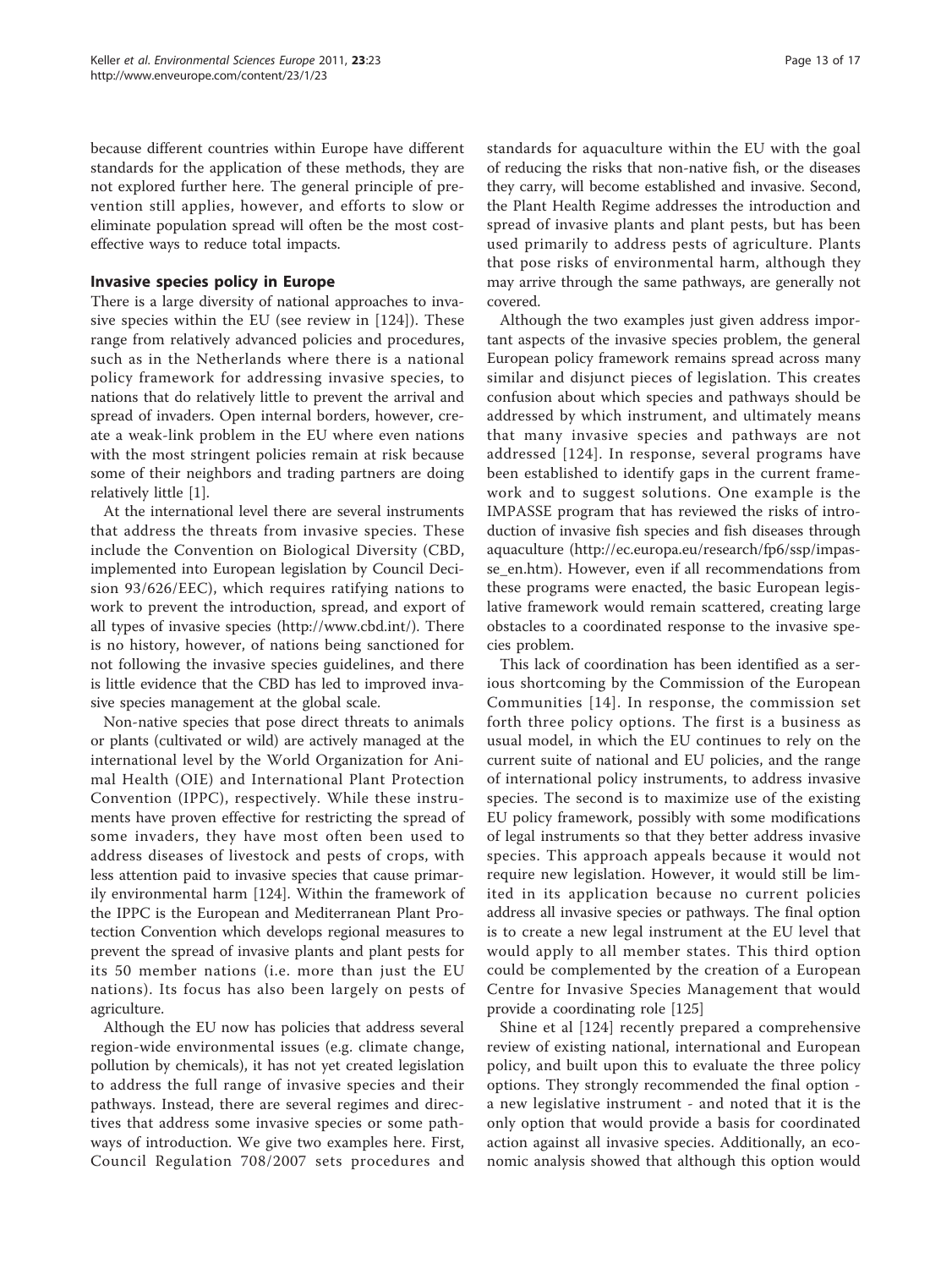because different countries within Europe have different standards for the application of these methods, they are not explored further here. The general principle of prevention still applies, however, and efforts to slow or eliminate population spread will often be the most cost-effective ways to reduce total impacts.

## Invasive species policy in Europe

There is a large diversity of national approaches to invasive species within the EU (see review in [124]). These range from relatively advanced policies and procedures, such as in the Netherlands where there is a national policy framework for addressing invasive species, to nations that do relatively little to prevent the arrival and spread of invaders. Open internal borders, however, create a weak-link problem in the EU where even nations with the most stringent policies remain at risk because some of their neighbors and trading partners are doing relatively little [1].

At the international level there are several instruments that address the threats from invasive species. These include the Convention on Biological Diversity (CBD, implemented into European legislation by Council Decision 93/626/EEC), which requires ratifying nations to work to prevent the introduction, spread, and export of all types of invasive species (http://www.cbd.int/). There is no history, however, of nations being sanctioned for not following the invasive species guidelines, and there is little evidence that the CBD has led to improved invasive species management at the global scale.

Non-native species that pose direct threats to animals or plants (cultivated or wild) are actively managed at the international level by the World Organization for Animal Health (OIE) and International Plant Protection Convention (IPPC), respectively. While these instruments have proven effective for restricting the spread of some invaders, they have most often been used to address diseases of livestock and pests of crops, with less attention paid to invasive species that cause primarily environmental harm [124]. Within the framework of the IPPC is the European and Mediterranean Plant Protection Convention which develops regional measures to prevent the spread of invasive plants and plant pests for its 50 member nations (i.e. more than just the EU nations). Its focus has also been largely on pests of agriculture.

Although the EU now has policies that address several region-wide environmental issues (e.g. climate change, pollution by chemicals), it has not yet created legislation to address the full range of invasive species and their pathways. Instead, there are several regimes and directives that address some invasive species or some pathways of introduction. We give two examples here. First, Council Regulation 708/2007 sets procedures and standards for aquaculture within the EU with the goal of reducing the risks that non-native fish, or the diseases they carry, will become established and invasive. Second, the Plant Health Regime addresses the introduction and spread of invasive plants and plant pests, but has been used primarily to address pests of agriculture. Plants that pose risks of environmental harm, although they may arrive through the same pathways, are generally not covered.

Although the two examples just given address important aspects of the invasive species problem, the general European policy framework remains spread across many similar and disjunct pieces of legislation. This creates confusion about which species and pathways should be addressed by which instrument, and ultimately means that many invasive species and pathways are not addressed [124]. In response, several programs have been established to identify gaps in the current framework and to suggest solutions. One example is the IMPASSE program that has reviewed the risks of introduction of invasive fish species and fish diseases through aquaculture (http://ec.europa.eu/research/fp6/ssp/impasse_en.htm). However, even if all recommendations from these programs were enacted, the basic European legislative framework would remain scattered, creating large obstacles to a coordinated response to the invasive species problem.

This lack of coordination has been identified as a serious shortcoming by the Commission of the European Communities [14]. In response, the commission set forth three policy options. The first is a business as usual model, in which the EU continues to rely on the current suite of national and EU policies, and the range of international policy instruments, to address invasive species. The second is to maximize use of the existing EU policy framework, possibly with some modifications of legal instruments so that they better address invasive species. This approach appeals because it would not require new legislation. However, it would still be limited in its application because no current policies address all invasive species or pathways. The final option is to create a new legal instrument at the EU level that would apply to all member states. This third option could be complemented by the creation of a European Centre for Invasive Species Management that would provide a coordinating role [125]

Shine et al [124] recently prepared a comprehensive review of existing national, international and European policy, and built upon this to evaluate the three policy options. They strongly recommended the final option - a new legislative instrument - and noted that it is the only option that would provide a basis for coordinated action against all invasive species. Additionally, an economic analysis showed that although this option would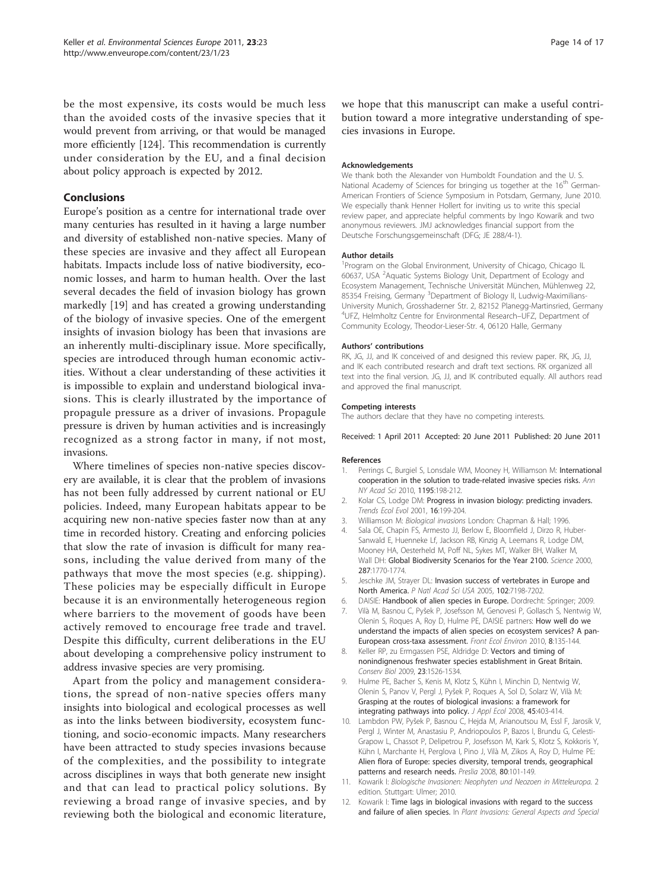be the most expensive, its costs would be much less than the avoided costs of the invasive species that it would prevent from arriving, or that would be managed more efficiently [124]. This recommendation is currently under consideration by the EU, and a final decision about policy approach is expected by 2012.

## Conclusions

Europe's position as a centre for international trade over many centuries has resulted in it having a large number and diversity of established non-native species. Many of these species are invasive and they affect all European habitats. Impacts include loss of native biodiversity, economic losses, and harm to human health. Over the last several decades the field of invasion biology has grown markedly [19] and has created a growing understanding of the biology of invasive species. One of the emergent insights of invasion biology has been that invasions are an inherently multi-disciplinary issue. More specifically, species are introduced through human economic activities. Without a clear understanding of these activities it is impossible to explain and understand biological invasions. This is clearly illustrated by the importance of propagule pressure as a driver of invasions. Propagule pressure is driven by human activities and is increasingly recognized as a strong factor in many, if not most, invasions.

Where timelines of species non-native species discovery are available, it is clear that the problem of invasions has not been fully addressed by current national or EU policies. Indeed, many European habitats appear to be acquiring new non-native species faster now than at any time in recorded history. Creating and enforcing policies that slow the rate of invasion is difficult for many reasons, including the value derived from many of the pathways that move the most species (e.g. shipping). These policies may be especially difficult in Europe because it is an environmentally heterogeneous region where barriers to the movement of goods have been actively removed to encourage free trade and travel. Despite this difficulty, current deliberations in the EU about developing a comprehensive policy instrument to address invasive species are very promising.

Apart from the policy and management considerations, the spread of non-native species offers many insights into biological and ecological processes as well as into the links between biodiversity, ecosystem functioning, and socio-economic impacts. Many researchers have been attracted to study species invasions because of the complexities, and the possibility to integrate across disciplines in ways that both generate new insight and that can lead to practical policy solutions. By reviewing a broad range of invasive species, and by reviewing both the biological and economic literature, we hope that this manuscript can make a useful contribution toward a more integrative understanding of species invasions in Europe.

#### Acknowledgements

We thank both the Alexander von Humboldt Foundation and the U. S. National Academy of Sciences for bringing us together at the 16th German-American Frontiers of Science Symposium in Potsdam, Germany, June 2010. We especially thank Henner Hollert for inviting us to write this special review paper, and appreciate helpful comments by Ingo Kowarik and two anonymous reviewers. JMJ acknowledges financial support from the Deutsche Forschungsgemeinschaft (DFG; JE 288/4-1).

#### Author details

[1]Program on the Global Environment, University of Chicago, Chicago IL 60637, USA [2]Aquatic Systems Biology Unit, Department of Ecology and Ecosystem Management, Technische Universität München, Mühlenweg 22, 85354 Freising, Germany [3]Department of Biology II, Ludwig-Maximilians-University Munich, Grosshaderner Str. 2, 82152 Planegg-Martinsried, Germany [4]UFZ, Helmholtz Centre for Environmental Research–UFZ, Department of Community Ecology, Theodor-Lieser-Str. 4, 06120 Halle, Germany

#### Authors' contributions

RK, JG, JJ, and IK conceived of and designed this review paper. RK, JG, JJ, and IK each contributed research and draft text sections. RK organized all text into the final version. JG, JJ, and IK contributed equally. All authors read and approved the final manuscript.

#### Competing interests

The authors declare that they have no competing interests.

Received: 1 April 2011 Accepted: 20 June 2011 Published: 20 June 2011

#### References

1. Perrings C, Burgiel S, Lonsdale WM, Mooney H, Williamson M: **International cooperation in the solution to trade-related invasive species risks.** *Ann NY Acad Sci* 2010, **1195**:198-212.
2. Kolar CS, Lodge DM: **Progress in invasion biology: predicting invaders.** *Trends Ecol Evol* 2001, **16**:199-204.
3. Williamson M: *Biological invasions* London: Chapman & Hall; 1996.
4. Sala OE, Chapin FS, Armesto JJ, Berlow E, Bloomfield J, Dirzo R, Huber-Sanwald E, Huenneke Lf, Jackson RB, Kinzig A, Leemans R, Lodge DM, Mooney HA, Oesterheld M, Poff NL, Sykes MT, Walker BH, Walker M, Wall DH: **Global Biodiversity Scenarios for the Year 2100.** *Science* 2000, **287**:1770-1774.
5. Jeschke JM, Strayer DL: **Invasion success of vertebrates in Europe and North America.** *P Natl Acad Sci USA* 2005, **102**:7198-7202.
6. DAISIE: **Handbook of alien species in Europe.** Dordrecht: Springer; 2009.
7. Vilà M, Basnou C, Pyšek P, Josefsson M, Genovesi P, Gollasch S, Nentwig W, Olenin S, Roques A, Roy D, Hulme PE, DAISIE partners: **How well do we understand the impacts of alien species on ecosystem services? A pan-European cross-taxa assessment.** *Front Ecol Environ* 2010, **8**:135-144.
8. Keller RP, zu Ermgassen PSE, Aldridge D: **Vectors and timing of nonindignenous freshwater species establishment in Great Britain.** *Conserv Biol* 2009, **23**:1526-1534.
9. Hulme PE, Bacher S, Kenis M, Klotz S, Kühn I, Minchin D, Nentwig W, Olenin S, Panov V, Pergl J, Pyšek P, Roques A, Sol D, Solarz W, Vilà M: **Grasping at the routes of biological invasions: a framework for integrating pathways into policy.** *J Appl Ecol* 2008, **45**:403-414.
10. Lambdon PW, Pyšek P, Basnou C, Hejda M, Arianoutsou M, Essl F, Jarosik V, Pergl J, Winter M, Anastasiu P, Andriopoulos P, Bazos I, Brundu G, Celesti-Grapow L, Chassot P, Delipetrou P, Josefsson M, Kark S, Klotz S, Kokkoris Y, Kühn I, Marchante H, Perglova I, Pino J, Vilà M, Zikos A, Roy D, Hulme PE: **Alien flora of Europe: species diversity, temporal trends, geographical patterns and research needs.** *Preslia* 2008, **80**:101-149.
11. Kowarik I: *Biologische Invasionen: Neophyten und Neozoen in Mitteleuropa.* 2 edition. Stuttgart: Ulmer; 2010.
12. Kowarik I: **Time lags in biological invasions with regard to the success and failure of alien species.** In *Plant Invasions: General Aspects and Special*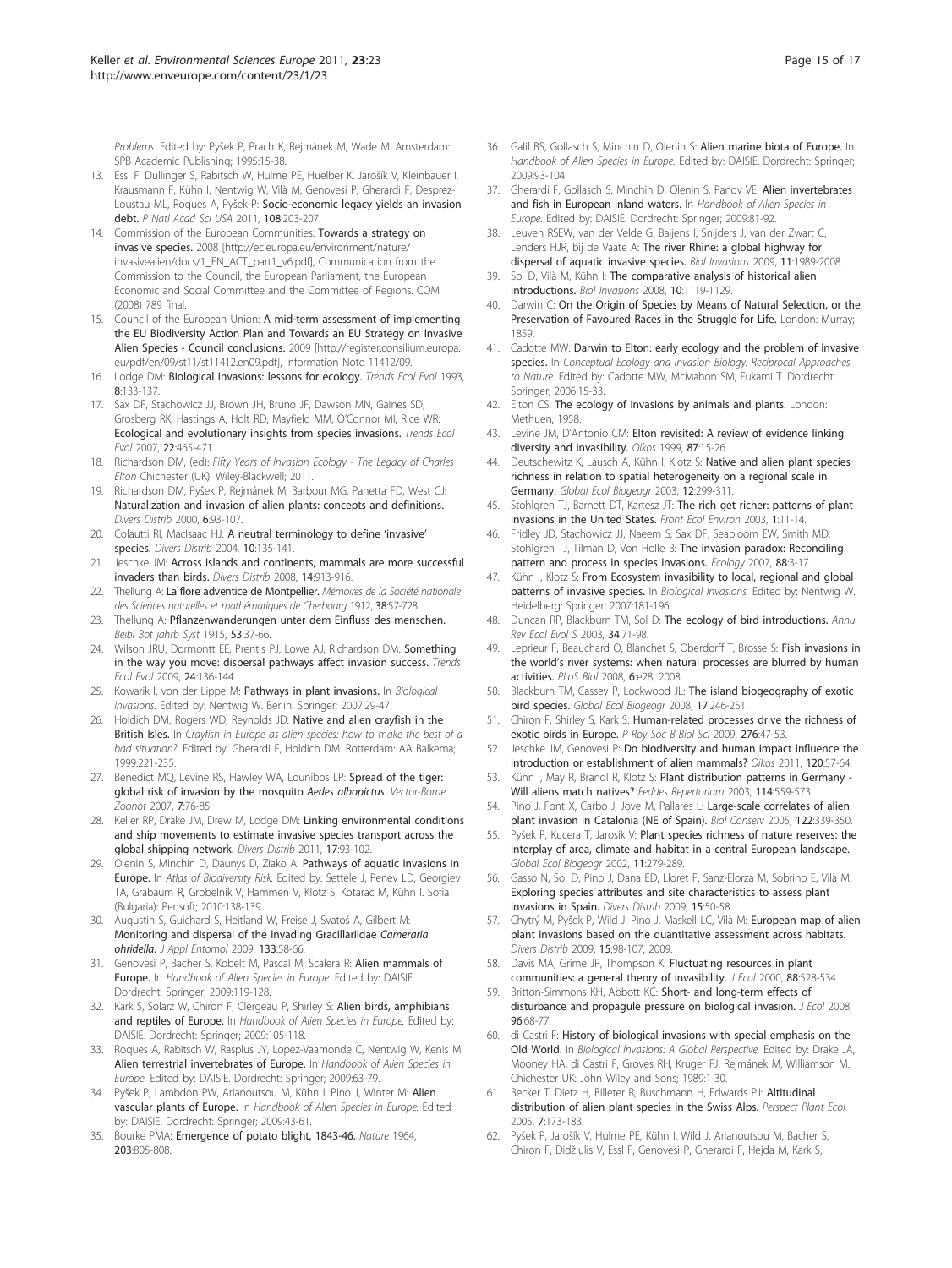*Problems.* Edited by: Pyšek P, Prach K, Rejmánek M, Wade M. Amsterdam: SPB Academic Publishing; 1995:15-38.

13. Essl F, Dullinger S, Rabitsch W, Hulme PE, Huelber K, Jarošík V, Kleinbauer I, Krausmann F, Kühn I, Nentwig W, Vilà M, Genovesi P, Gherardi F, Desprez-Loustau ML, Roques A, Pyšek P: **Socio-economic legacy yields an invasion debt.** *P Natl Acad Sci USA* 2011, **108**:203-207.
14. Commission of the European Communities: **Towards a strategy on invasive species.** 2008 [http://ec.europa.eu/environment/nature/invasivealien/docs/1_EN_ACT_part1_v6.pdf], Communication from the Commission to the Council, the European Parliament, the European Economic and Social Committee and the Committee of Regions. COM (2008) 789 final.
15. Council of the European Union: **A mid-term assessment of implementing the EU Biodiversity Action Plan and Towards an EU Strategy on Invasive Alien Species - Council conclusions.** 2009 [http://register.consilium.europa.eu/pdf/en/09/st11/st11412.en09.pdf], Information Note 11412/09.
16. Lodge DM: **Biological invasions: lessons for ecology.** *Trends Ecol Evol* 1993, **8**:133-137.
17. Sax DF, Stachowicz JJ, Brown JH, Bruno JF, Dawson MN, Gaines SD, Grosberg RK, Hastings A, Holt RD, Mayfield MM, O'Connor MI, Rice WR: **Ecological and evolutionary insights from species invasions.** *Trends Ecol Evol* 2007, **22**:465-471.
18. Richardson DM, (ed): *Fifty Years of Invasion Ecology - The Legacy of Charles Elton* Chichester (UK): Wiley-Blackwell; 2011.
19. Richardson DM, Pyšek P, Rejmánek M, Barbour MG, Panetta FD, West CJ: **Naturalization and invasion of alien plants: concepts and definitions.** *Divers Distrib* 2000, **6**:93-107.
20. Colautti RI, MacIsaac HJ: **A neutral terminology to define 'invasive' species.** *Divers Distrib* 2004, **10**:135-141.
21. Jeschke JM: **Across islands and continents, mammals are more successful invaders than birds.** *Divers Distrib* 2008, **14**:913-916.
22. Thellung A: **La flore adventice de Montpellier.** *Mémoires de la Société nationale des Sciences naturelles et mathématiques de Cherbourg* 1912, **38**:57-728.
23. Thellung A: **Pflanzenwanderungen unter dem Einfluss des menschen.** *Beibl Bot jahrb Syst* 1915, **53**:37-66.
24. Wilson JRU, Dormontt EE, Prentis PJ, Lowe AJ, Richardson DM: **Something in the way you move: dispersal pathways affect invasion success.** *Trends Ecol Evol* 2009, **24**:136-144.
25. Kowarik I, von der Lippe M: **Pathways in plant invasions.** In *Biological Invasions.* Edited by: Nentwig W. Berlin: Springer; 2007:29-47.
26. Holdich DM, Rogers WD, Reynolds JD: **Native and alien crayfish in the British Isles.** In *Crayfish in Europe as alien species: how to make the best of a bad situation?.* Edited by: Gherardi F, Holdich DM. Rotterdam: AA Balkema; 1999:221-235.
27. Benedict MQ, Levine RS, Hawley WA, Lounibos LP: **Spread of the tiger: global risk of invasion by the mosquito *Aedes albopictus*.** *Vector-Borne Zoonot* 2007, **7**:76-85.
28. Keller RP, Drake JM, Drew M, Lodge DM: **Linking environmental conditions and ship movements to estimate invasive species transport across the global shipping network.** *Divers Distrib* 2011, **17**:93-102.
29. Olenin S, Minchin D, Daunys D, Ziako A: **Pathways of aquatic invasions in Europe.** In *Atlas of Biodiversity Risk.* Edited by: Settele J, Penev LD, Georgiev TA, Grabaum R, Grobelnik V, Hammen V, Klotz S, Kotarac M, Kühn I. Sofia (Bulgaria): Pensoft; 2010:138-139.
30. Augustin S, Guichard S, Heitland W, Freise J, Svatoš A, Gilbert M: **Monitoring and dispersal of the invading Gracillariidae *Cameraria ohridella*.** *J Appl Entomol* 2009, **133**:58-66.
31. Genovesi P, Bacher S, Kobelt M, Pascal M, Scalera R: **Alien mammals of Europe.** In *Handbook of Alien Species in Europe.* Edited by: DAISIE. Dordrecht: Springer; 2009:119-128.
32. Kark S, Solarz W, Chiron F, Clergeau P, Shirley S: **Alien birds, amphibians and reptiles of Europe.** In *Handbook of Alien Species in Europe.* Edited by: DAISIE. Dordrecht: Springer; 2009:105-118.
33. Roques A, Rabitsch W, Rasplus JY, Lopez-Vaamonde C, Nentwig W, Kenis M: **Alien terrestrial invertebrates of Europe.** In *Handbook of Alien Species in Europe.* Edited by: DAISIE. Dordrecht: Springer; 2009:63-79.
34. Pyšek P, Lambdon PW, Arianoutsou M, Kühn I, Pino J, Winter M: **Alien vascular plants of Europe.** In *Handbook of Alien Species in Europe.* Edited by: DAISIE. Dordrecht: Springer; 2009:43-61.
35. Bourke PMA: **Emergence of potato blight, 1843-46.** *Nature* 1964, **203**:805-808.
36. Galil BS, Gollasch S, Minchin D, Olenin S: **Alien marine biota of Europe.** In *Handbook of Alien Species in Europe.* Edited by: DAISIE. Dordrecht: Springer; 2009:93-104.
37. Gherardi F, Gollasch S, Minchin D, Olenin S, Panov VE: **Alien invertebrates and fish in European inland waters.** In *Handbook of Alien Species in Europe.* Edited by: DAISIE. Dordrecht: Springer; 2009:81-92.
38. Leuven RSEW, van der Velde G, Baijens I, Snijders J, van der Zwart C, Lenders HJR, bij de Vaate A: **The river Rhine: a global highway for dispersal of aquatic invasive species.** *Biol Invasions* 2009, **11**:1989-2008.
39. Sol D, Vilà M, Kühn I: **The comparative analysis of historical alien introductions.** *Biol Invasions* 2008, **10**:1119-1129.
40. Darwin C: **On the Origin of Species by Means of Natural Selection, or the Preservation of Favoured Races in the Struggle for Life.** London: Murray; 1859.
41. Cadotte MW: **Darwin to Elton: early ecology and the problem of invasive species.** In *Conceptual Ecology and Invasion Biology: Reciprocal Approaches to Nature.* Edited by: Cadotte MW, McMahon SM, Fukami T. Dordrecht: Springer; 2006:15-33.
42. Elton CS: **The ecology of invasions by animals and plants.** London: Methuen; 1958.
43. Levine JM, D'Antonio CM: **Elton revisited: A review of evidence linking diversity and invasibility.** *Oikos* 1999, **87**:15-26.
44. Deutschewitz K, Lausch A, Kühn I, Klotz S: **Native and alien plant species richness in relation to spatial heterogeneity on a regional scale in Germany.** *Global Ecol Biogeogr* 2003, **12**:299-311.
45. Stohlgren TJ, Barnett DT, Kartesz JT: **The rich get richer: patterns of plant invasions in the United States.** *Front Ecol Environ* 2003, **1**:11-14.
46. Fridley JD, Stachowicz JJ, Naeem S, Sax DF, Seabloom EW, Smith MD, Stohlgren TJ, Tilman D, Von Holle B: **The invasion paradox: Reconciling pattern and process in species invasions.** *Ecology* 2007, **88**:3-17.
47. Kühn I, Klotz S: **From Ecosystem invasibility to local, regional and global patterns of invasive species.** In *Biological Invasions.* Edited by: Nentwig W. Heidelberg: Springer; 2007:181-196.
48. Duncan RP, Blackburn TM, Sol D: **The ecology of bird introductions.** *Annu Rev Ecol Evol S* 2003, **34**:71-98.
49. Leprieur F, Beauchard O, Blanchet S, Oberdorff T, Brosse S: **Fish invasions in the world's river systems: when natural processes are blurred by human activities.** *PLoS Biol* 2008, **6**:e28, 2008.
50. Blackburn TM, Cassey P, Lockwood JL: **The island biogeography of exotic bird species.** *Global Ecol Biogeogr* 2008, **17**:246-251.
51. Chiron F, Shirley S, Kark S: **Human-related processes drive the richness of exotic birds in Europe.** *P Roy Soc B-Biol Sci* 2009, **276**:47-53.
52. Jeschke JM, Genovesi P: **Do biodiversity and human impact influence the introduction or establishment of alien mammals?** *Oikos* 2011, **120**:57-64.
53. Kühn I, May R, Brandl R, Klotz S: **Plant distribution patterns in Germany - Will aliens match natives?** *Feddes Repertorium* 2003, **114**:559-573.
54. Pino J, Font X, Carbo J, Jove M, Pallares L: **Large-scale correlates of alien plant invasion in Catalonia (NE of Spain).** *Biol Conserv* 2005, **122**:339-350.
55. Pyšek P, Kucera T, Jarosik V: **Plant species richness of nature reserves: the interplay of area, climate and habitat in a central European landscape.** *Global Ecol Biogeogr* 2002, **11**:279-289.
56. Gasso N, Sol D, Pino J, Dana ED, Lloret F, Sanz-Elorza M, Sobrino E, Vilà M: **Exploring species attributes and site characteristics to assess plant invasions in Spain.** *Divers Distrib* 2009, **15**:50-58.
57. Chytrý M, Pyšek P, Wild J, Pino J, Maskell LC, Vilà M: **European map of alien plant invasions based on the quantitative assessment across habitats.** *Divers Distrib* 2009, **15**:98-107, 2009.
58. Davis MA, Grime JP, Thompson K: **Fluctuating resources in plant communities: a general theory of invasibility.** *J Ecol* 2000, **88**:528-534.
59. Britton-Simmons KH, Abbott KC: **Short- and long-term effects of disturbance and propagule pressure on biological invasion.** *J Ecol* 2008, **96**:68-77.
60. di Castri F: **History of biological invasions with special emphasis on the Old World.** In *Biological Invasions: A Global Perspective.* Edited by: Drake JA, Mooney HA, di Castri F, Groves RH, Kruger FJ, Rejmánek M, Williamson M. Chichester UK: John Wiley and Sons; 1989:1-30.
61. Becker T, Dietz H, Billeter R, Buschmann H, Edwards PJ: **Altitudinal distribution of alien plant species in the Swiss Alps.** *Perspect Plant Ecol* 2005, **7**:173-183.
62. Pyšek P, Jarošík V, Hulme PE, Kühn I, Wild J, Arianoutsou M, Bacher S, Chiron F, Didžiulis V, Essl F, Genovesi P, Gherardi F, Hejda M, Kark S,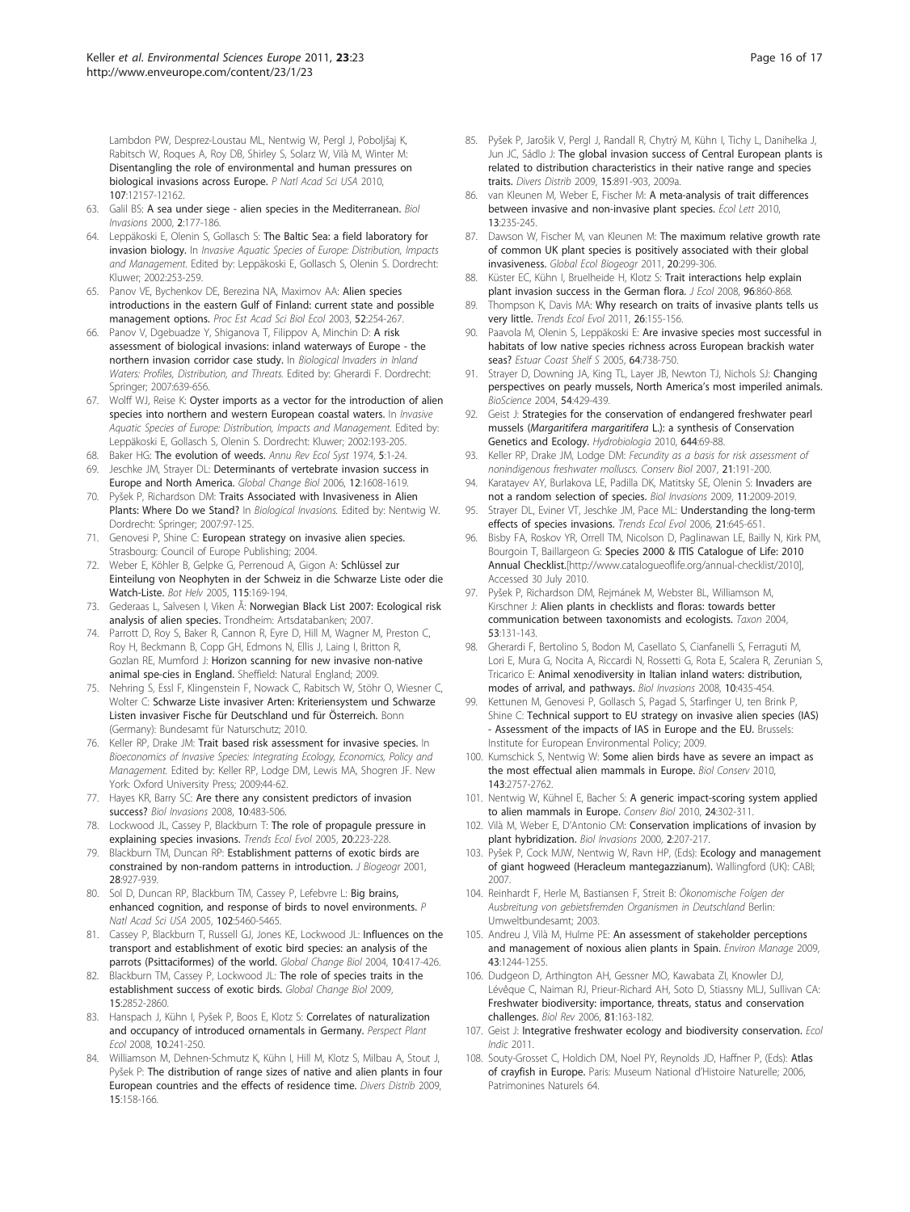Lambdon PW, Desprez-Loustau ML, Nentwig W, Pergl J, Poboljšaj K, Rabitsch W, Roques A, Roy DB, Shirley S, Solarz W, Vilà M, Winter M: **Disentangling the role of environmental and human pressures on biological invasions across Europe.** *P Natl Acad Sci USA* 2010, **107**:12157-12162.

63. Galil BS: **A sea under siege - alien species in the Mediterranean.** *Biol Invasions* 2000, **2**:177-186.
64. Leppäkoski E, Olenin S, Gollasch S: **The Baltic Sea: a field laboratory for invasion biology.** In *Invasive Aquatic Species of Europe: Distribution, Impacts and Management.* Edited by: Leppäkoski E, Gollasch S, Olenin S. Dordrecht: Kluwer; 2002:253-259.
65. Panov VE, Bychenkov DE, Berezina NA, Maximov AA: **Alien species introductions in the eastern Gulf of Finland: current state and possible management options.** *Proc Est Acad Sci Biol Ecol* 2003, **52**:254-267.
66. Panov V, Dgebuadze Y, Shiganova T, Filippov A, Minchin D: **A risk assessment of biological invasions: inland waterways of Europe - the northern invasion corridor case study.** In *Biological Invaders in Inland Waters: Profiles, Distribution, and Threats.* Edited by: Gherardi F. Dordrecht: Springer; 2007:639-656.
67. Wolff WJ, Reise K: **Oyster imports as a vector for the introduction of alien species into northern and western European coastal waters.** In *Invasive Aquatic Species of Europe: Distribution, Impacts and Management.* Edited by: Leppäkoski E, Gollasch S, Olenin S. Dordrecht: Kluwer; 2002:193-205.
68. Baker HG: **The evolution of weeds.** *Annu Rev Ecol Syst* 1974, **5**:1-24.
69. Jeschke JM, Strayer DL: **Determinants of vertebrate invasion success in Europe and North America.** *Global Change Biol* 2006, **12**:1608-1619.
70. Pyšek P, Richardson DM: **Traits Associated with Invasiveness in Alien Plants: Where Do we Stand?** In *Biological Invasions.* Edited by: Nentwig W. Dordrecht: Springer; 2007:97-125.
71. Genovesi P, Shine C: **European strategy on invasive alien species.** Strasbourg: Council of Europe Publishing; 2004.
72. Weber E, Köhler B, Gelpke G, Perrenoud A, Gigon A: **Schlüssel zur Einteilung von Neophyten in der Schweiz in die Schwarze Liste oder die Watch-Liste.** *Bot Helv* 2005, **115**:169-194.
73. Gederaas L, Salvesen I, Viken Å: **Norwegian Black List 2007: Ecological risk analysis of alien species.** Trondheim: Artsdatabanken; 2007.
74. Parrott D, Roy S, Baker R, Cannon R, Eyre D, Hill M, Wagner M, Preston C, Roy H, Beckmann B, Copp GH, Edmonds N, Ellis J, Laing I, Britton R, Gozlan RE, Mumford J: **Horizon scanning for new invasive non-native animal spe-cies in England.** Sheffield: Natural England; 2009.
75. Nehring S, Essl F, Klingenstein F, Nowack C, Rabitsch W, Stöhr O, Wiesner C, Wolter C: **Schwarze Liste invasiver Arten: Kriteriensystem und Schwarze Listen invasiver Fische für Deutschland und für Österreich.** Bonn (Germany): Bundesamt für Naturschutz; 2010.
76. Keller RP, Drake JM: **Trait based risk assessment for invasive species.** In *Bioeconomics of Invasive Species: Integrating Ecology, Economics, Policy and Management.* Edited by: Keller RP, Lodge DM, Lewis MA, Shogren JF. New York: Oxford University Press; 2009:44-62.
77. Hayes KR, Barry SC: **Are there any consistent predictors of invasion success?** *Biol Invasions* 2008, **10**:483-506.
78. Lockwood JL, Cassey P, Blackburn T: **The role of propagule pressure in explaining species invasions.** *Trends Ecol Evol* 2005, **20**:223-228.
79. Blackburn TM, Duncan RP: **Establishment patterns of exotic birds are constrained by non-random patterns in introduction.** *J Biogeogr* 2001, **28**:927-939.
80. Sol D, Duncan RP, Blackburn TM, Cassey P, Lefebvre L: **Big brains, enhanced cognition, and response of birds to novel environments.** *P Natl Acad Sci USA* 2005, **102**:5460-5465.
81. Cassey P, Blackburn T, Russell GJ, Jones KE, Lockwood JL: **Influences on the transport and establishment of exotic bird species: an analysis of the parrots (Psittaciformes) of the world.** *Global Change Biol* 2004, **10**:417-426.
82. Blackburn TM, Cassey P, Lockwood JL: **The role of species traits in the establishment success of exotic birds.** *Global Change Biol* 2009, **15**:2852-2860.
83. Hanspach J, Kühn I, Pyšek P, Boos E, Klotz S: **Correlates of naturalization and occupancy of introduced ornamentals in Germany.** *Perspect Plant Ecol* 2008, **10**:241-250.
84. Williamson M, Dehnen-Schmutz K, Kühn I, Hill M, Klotz S, Milbau A, Stout J, Pyšek P: **The distribution of range sizes of native and alien plants in four European countries and the effects of residence time.** *Divers Distrib* 2009, **15**:158-166.
85. Pyšek P, Jarošik V, Pergl J, Randall R, Chytrý M, Kühn I, Tichy L, Danihelka J, Jun JC, Sádlo J: **The global invasion success of Central European plants is related to distribution characteristics in their native range and species traits.** *Divers Distrib* 2009, **15**:891-903, 2009a.
86. van Kleunen M, Weber E, Fischer M: **A meta-analysis of trait differences between invasive and non-invasive plant species.** *Ecol Lett* 2010, **13**:235-245.
87. Dawson W, Fischer M, van Kleunen M: **The maximum relative growth rate of common UK plant species is positively associated with their global invasiveness.** *Global Ecol Biogeogr* 2011, **20**:299-306.
88. Küster EC, Kühn I, Bruelheide H, Klotz S: **Trait interactions help explain plant invasion success in the German flora.** *J Ecol* 2008, **96**:860-868.
89. Thompson K, Davis MA: **Why research on traits of invasive plants tells us very little.** *Trends Ecol Evol* 2011, **26**:155-156.
90. Paavola M, Olenin S, Leppäkoski E: **Are invasive species most successful in habitats of low native species richness across European brackish water seas?** *Estuar Coast Shelf S* 2005, **64**:738-750.
91. Strayer D, Downing JA, King TL, Layer JB, Newton TJ, Nichols SJ: **Changing perspectives on pearly mussels, North America's most imperiled animals.** *BioScience* 2004, **54**:429-439.
92. Geist J: **Strategies for the conservation of endangered freshwater pearl mussels (*Margaritifera margaritifera* L.): a synthesis of Conservation Genetics and Ecology.** *Hydrobiologia* 2010, **644**:69-88.
93. Keller RP, Drake JM, Lodge DM: *Fecundity as a basis for risk assessment of nonindigenous freshwater molluscs. Conserv Biol* 2007, **21**:191-200.
94. Karatayev AY, Burlakova LE, Padilla DK, Matitsky SE, Olenin S: **Invaders are not a random selection of species.** *Biol Invasions* 2009, **11**:2009-2019.
95. Strayer DL, Eviner VT, Jeschke JM, Pace ML: **Understanding the long-term effects of species invasions.** *Trends Ecol Evol* 2006, **21**:645-651.
96. Bisby FA, Roskov YR, Orrell TM, Nicolson D, Paglinawan LE, Bailly N, Kirk PM, Bourgoin T, Baillargeon G: **Species 2000 & ITIS Catalogue of Life: 2010 Annual Checklist.**[http://www.catalogueoflife.org/annual-checklist/2010], Accessed 30 July 2010.
97. Pyšek P, Richardson DM, Rejmánek M, Webster BL, Williamson M, Kirschner J: **Alien plants in checklists and floras: towards better communication between taxonomists and ecologists.** *Taxon* 2004, **53**:131-143.
98. Gherardi F, Bertolino S, Bodon M, Casellato S, Cianfanelli S, Ferraguti M, Lori E, Mura G, Nocita A, Riccardi N, Rossetti G, Rota E, Scalera R, Zerunian S, Tricarico E: **Animal xenodiversity in Italian inland waters: distribution, modes of arrival, and pathways.** *Biol Invasions* 2008, **10**:435-454.
99. Kettunen M, Genovesi P, Gollasch S, Pagad S, Starfinger U, ten Brink P, Shine C: **Technical support to EU strategy on invasive alien species (IAS) - Assessment of the impacts of IAS in Europe and the EU.** Brussels: Institute for European Environmental Policy; 2009.
100. Kumschick S, Nentwig W: **Some alien birds have as severe an impact as the most effectual alien mammals in Europe.** *Biol Conserv* 2010, **143**:2757-2762.
101. Nentwig W, Kühnel E, Bacher S: **A generic impact-scoring system applied to alien mammals in Europe.** *Conserv Biol* 2010, **24**:302-311.
102. Vilà M, Weber E, D'Antonio CM: **Conservation implications of invasion by plant hybridization.** *Biol Invasions* 2000, **2**:207-217.
103. Pyšek P, Cock MJW, Nentwig W, Ravn HP, (Eds): **Ecology and management of giant hogweed (Heracleum mantegazzianum).** Wallingford (UK): CABI; 2007.
104. Reinhardt F, Herle M, Bastiansen F, Streit B: *Ökonomische Folgen der Ausbreitung von gebietsfremden Organismen in Deutschland* Berlin: Umweltbundesamt; 2003.
105. Andreu J, Vilà M, Hulme PE: **An assessment of stakeholder perceptions and management of noxious alien plants in Spain.** *Environ Manage* 2009, **43**:1244-1255.
106. Dudgeon D, Arthington AH, Gessner MO, Kawabata ZI, Knowler DJ, Lévêque C, Naiman RJ, Prieur-Richard AH, Soto D, Stiassny MLJ, Sullivan CA: **Freshwater biodiversity: importance, threats, status and conservation challenges.** *Biol Rev* 2006, **81**:163-182.
107. Geist J: **Integrative freshwater ecology and biodiversity conservation.** *Ecol Indic* 2011.
108. Souty-Grosset C, Holdich DM, Noel PY, Reynolds JD, Haffner P, (Eds): **Atlas of crayfish in Europe.** Paris: Museum National d'Histoire Naturelle; 2006, Patrimonines Naturels 64.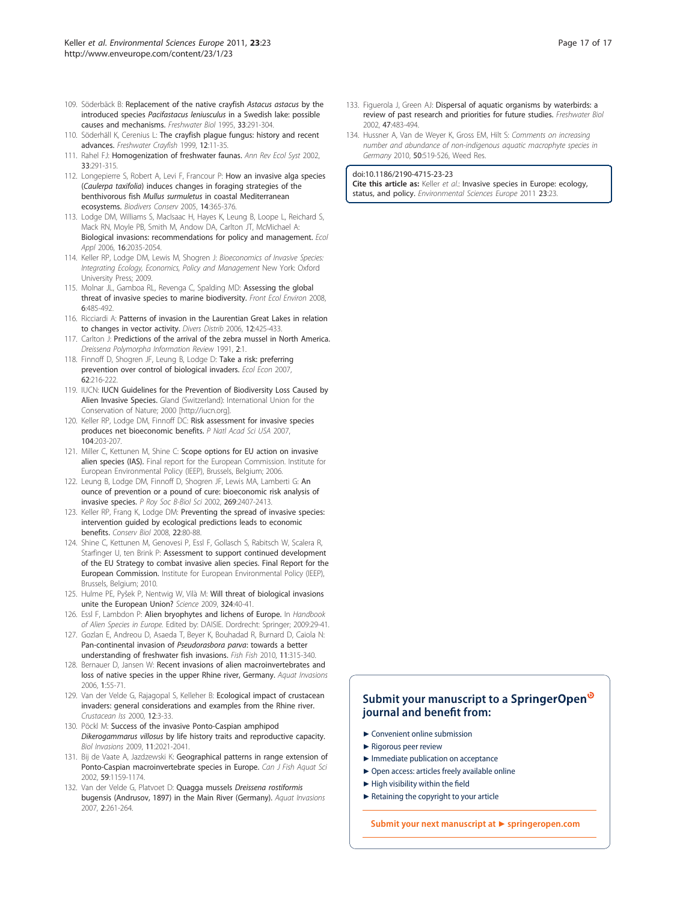109. Söderbäck B: Replacement of the native crayfish *Astacus astacus* by the introduced species *Pacifastacus leniusculus* in a Swedish lake: possible causes and mechanisms. *Freshwater Biol* 1995, **33**:291-304.
110. Söderhäll K, Cerenius L: The crayfish plague fungus: history and recent advances. *Freshwater Crayfish* 1999, **12**:11-35.
111. Rahel FJ: Homogenization of freshwater faunas. *Ann Rev Ecol Syst* 2002, **33**:291-315.
112. Longepierre S, Robert A, Levi F, Francour P: How an invasive alga species (*Caulerpa taxifolia*) induces changes in foraging strategies of the benthivorous fish *Mullus surmuletus* in coastal Mediterranean ecosystems. *Biodivers Conserv* 2005, **14**:365-376.
113. Lodge DM, Williams S, MacIsaac H, Hayes K, Leung B, Loope L, Reichard S, Mack RN, Moyle PB, Smith M, Andow DA, Carlton JT, McMichael A: Biological invasions: recommendations for policy and management. *Ecol Appl* 2006, **16**:2035-2054.
114. Keller RP, Lodge DM, Lewis M, Shogren J: *Bioeconomics of Invasive Species: Integrating Ecology, Economics, Policy and Management* New York: Oxford University Press; 2009.
115. Molnar JL, Gamboa RL, Revenga C, Spalding MD: Assessing the global threat of invasive species to marine biodiversity. *Front Ecol Environ* 2008, **6**:485-492.
116. Ricciardi A: Patterns of invasion in the Laurentian Great Lakes in relation to changes in vector activity. *Divers Distrib* 2006, **12**:425-433.
117. Carlton J: Predictions of the arrival of the zebra mussel in North America. *Dreissena Polymorpha Information Review* 1991, **2**:1.
118. Finnoff D, Shogren JF, Leung B, Lodge D: Take a risk: preferring prevention over control of biological invaders. *Ecol Econ* 2007, **62**:216-222.
119. IUCN: IUCN Guidelines for the Prevention of Biodiversity Loss Caused by Alien Invasive Species. Gland (Switzerland): International Union for the Conservation of Nature; 2000 [http://iucn.org].
120. Keller RP, Lodge DM, Finnoff DC: Risk assessment for invasive species produces net bioeconomic benefits. *P Natl Acad Sci USA* 2007, **104**:203-207.
121. Miller C, Kettunen M, Shine C: Scope options for EU action on invasive alien species (IAS). Final report for the European Commission. Institute for European Environmental Policy (IEEP), Brussels, Belgium; 2006.
122. Leung B, Lodge DM, Finnoff D, Shogren JF, Lewis MA, Lamberti G: An ounce of prevention or a pound of cure: bioeconomic risk analysis of invasive species. *P Roy Soc B-Biol Sci* 2002, **269**:2407-2413.
123. Keller RP, Frang K, Lodge DM: Preventing the spread of invasive species: intervention guided by ecological predictions leads to economic benefits. *Conserv Biol* 2008, **22**:80-88.
124. Shine C, Kettunen M, Genovesi P, Essl F, Gollasch S, Rabitsch W, Scalera R, Starfinger U, ten Brink P: Assessment to support continued development of the EU Strategy to combat invasive alien species. Final Report for the European Commission. Institute for European Environmental Policy (IEEP), Brussels, Belgium; 2010.
125. Hulme PE, Pyšek P, Nentwig W, Vilà M: Will threat of biological invasions unite the European Union? *Science* 2009, **324**:40-41.
126. Essl F, Lambdon P: Alien bryophytes and lichens of Europe. In *Handbook of Alien Species in Europe.* Edited by: DAISIE. Dordrecht: Springer; 2009:29-41.
127. Gozlan E, Andreou D, Asaeda T, Beyer K, Bouhadad R, Burnard D, Caiola N: Pan-continental invasion of *Pseudorasbora parva*: towards a better understanding of freshwater fish invasions. *Fish Fish* 2010, **11**:315-340.
128. Bernauer D, Jansen W: Recent invasions of alien macroinvertebrates and loss of native species in the upper Rhine river, Germany. *Aquat Invasions* 2006, **1**:55-71.
129. Van der Velde G, Rajagopal S, Kelleher B: Ecological impact of crustacean invaders: general considerations and examples from the Rhine river. *Crustacean Iss* 2000, **12**:3-33.
130. Pöckl M: Success of the invasive Ponto-Caspian amphipod *Dikerogammarus villosus* by life history traits and reproductive capacity. *Biol Invasions* 2009, **11**:2021-2041.
131. Bij de Vaate A, Jazdzewski K: Geographical patterns in range extension of Ponto-Caspian macroinvertebrate species in Europe. *Can J Fish Aquat Sci* 2002, **59**:1159-1174.
132. Van der Velde G, Platvoet D: Quagga mussels *Dreissena rostiformis* bugensis (Andrusov, 1897) in the Main River (Germany). *Aquat Invasions* 2007, **2**:261-264.
133. Figuerola J, Green AJ: Dispersal of aquatic organisms by waterbirds: a review of past research and priorities for future studies. *Freshwater Biol* 2002, **47**:483-494.
134. Hussner A, Van de Weyer K, Gross EM, Hilt S: *Comments on increasing number and abundance of non-indigenous aquatic macrophyte species in Germany* 2010, **50**:519-526, Weed Res.

doi:10.1186/2190-4715-23-23

**Cite this article as:** Keller *et al.*: Invasive species in Europe: ecology, status, and policy. *Environmental Sciences Europe* 2011 **23**:23.

**Submit your manuscript to a SpringerOpen journal and benefit from:**

- ► Convenient online submission
- ► Rigorous peer review
- ► Immediate publication on acceptance
- ► Open access: articles freely available online
- ► High visibility within the field
- ► Retaining the copyright to your article

**Submit your next manuscript at ► springeropen.com**